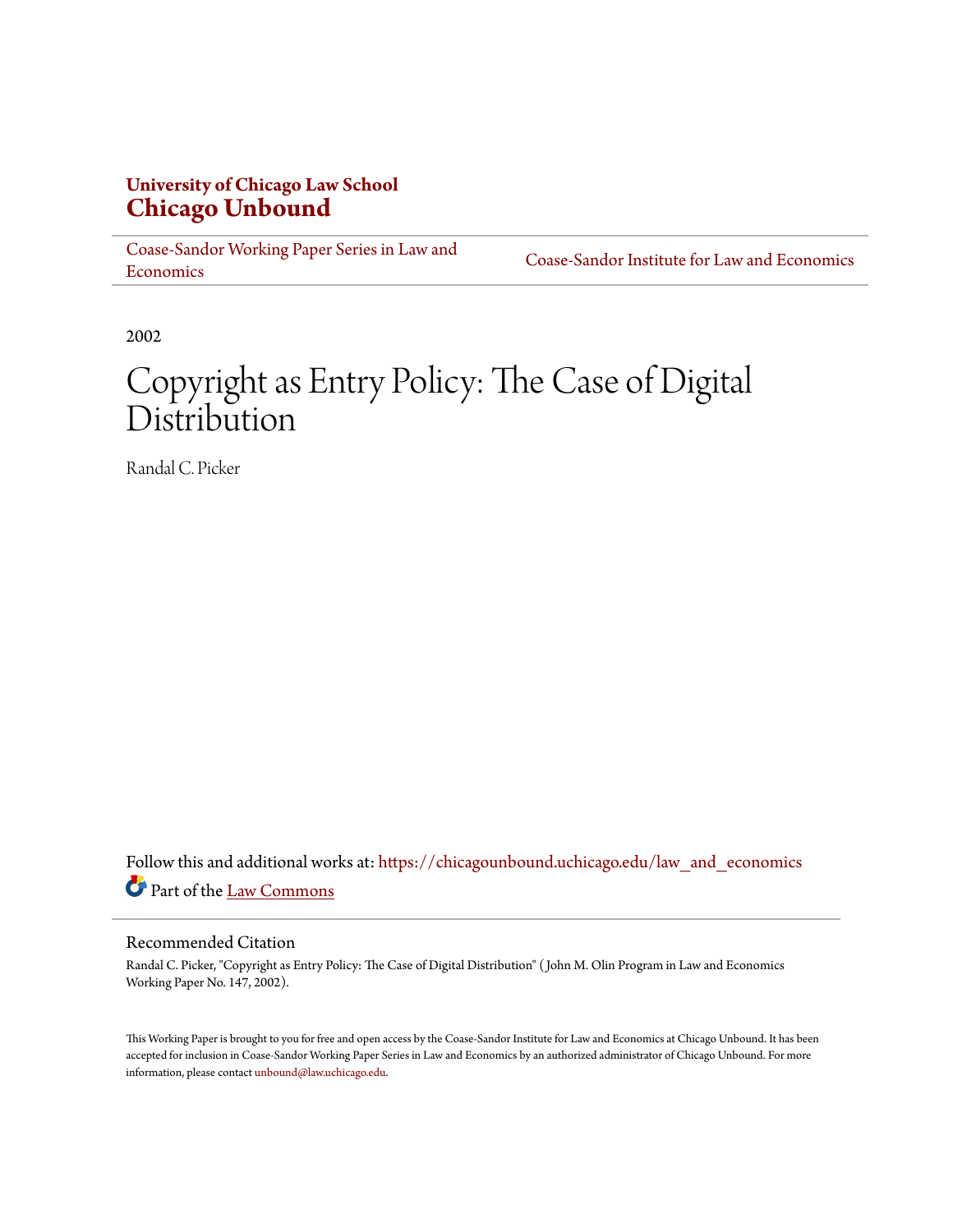**University of Chicago Law School**
**Chicago Unbound**

Coase-Sandor Working Paper Series in Law and Economics | Coase-Sandor Institute for Law and Economics

2002

# Copyright as Entry Policy: The Case of Digital Distribution

Randal C. Picker

Follow this and additional works at: https://chicagounbound.uchicago.edu/law_and_economics

Part of the Law Commons

## Recommended Citation

Randal C. Picker, "Copyright as Entry Policy: The Case of Digital Distribution" ( John M. Olin Program in Law and Economics Working Paper No. 147, 2002).

This Working Paper is brought to you for free and open access by the Coase-Sandor Institute for Law and Economics at Chicago Unbound. It has been accepted for inclusion in Coase-Sandor Working Paper Series in Law and Economics by an authorized administrator of Chicago Unbound. For more information, please contact unbound@law.uchicago.edu.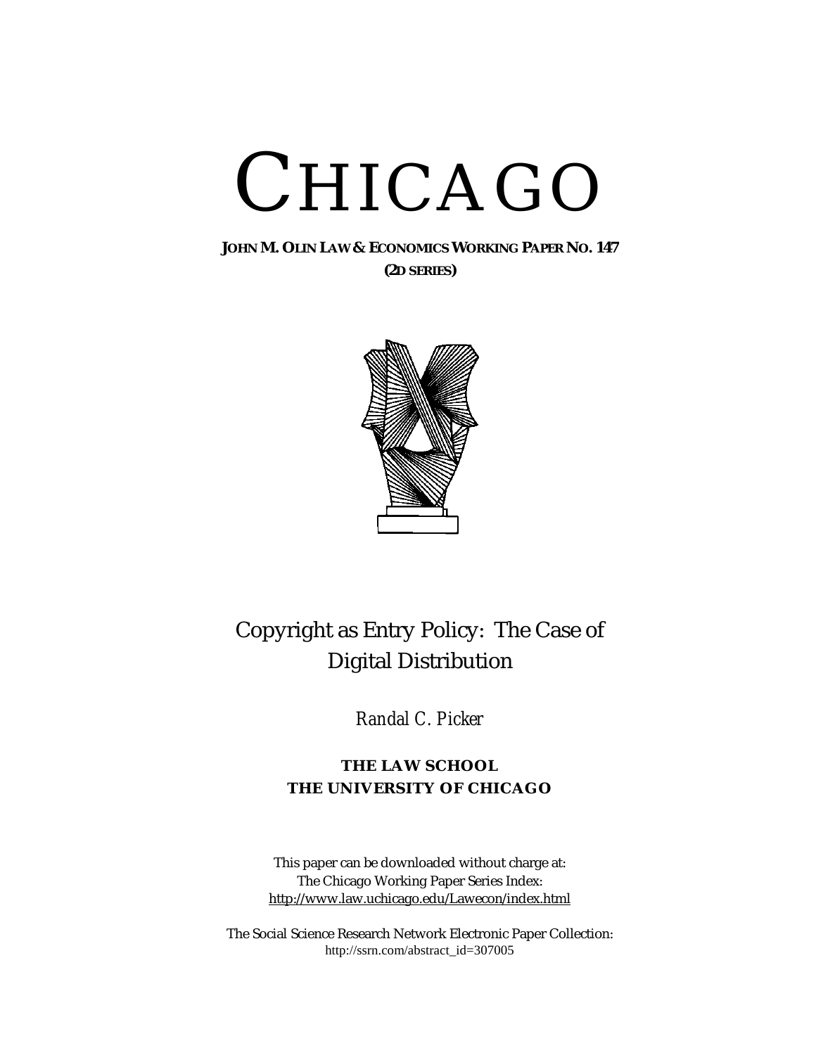# CHICAGO

**JOHN M. OLIN LAW & ECONOMICS WORKING PAPER NO. 147**
**(2D SERIES)**

## Copyright as Entry Policy: The Case of Digital Distribution

*Randal C. Picker*

**THE LAW SCHOOL**
**THE UNIVERSITY OF CHICAGO**

This paper can be downloaded without charge at:
The Chicago Working Paper Series Index:
http://www.law.uchicago.edu/Lawecon/index.html

The Social Science Research Network Electronic Paper Collection:
http://ssrn.com/abstract_id=307005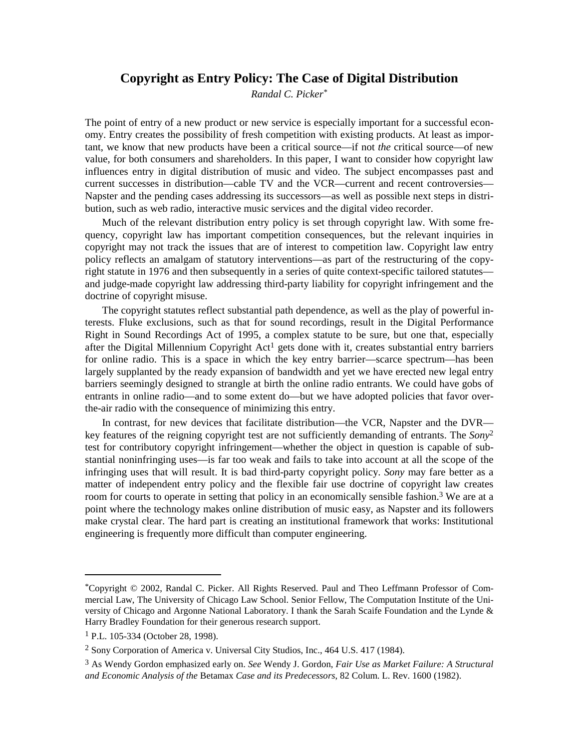# Copyright as Entry Policy: The Case of Digital Distribution

*Randal C. Picker*[*]

The point of entry of a new product or new service is especially important for a successful economy. Entry creates the possibility of fresh competition with existing products. At least as important, we know that new products have been a critical source—if not *the* critical source—of new value, for both consumers and shareholders. In this paper, I want to consider how copyright law influences entry in digital distribution of music and video. The subject encompasses past and current successes in distribution—cable TV and the VCR—current and recent controversies—Napster and the pending cases addressing its successors—as well as possible next steps in distribution, such as web radio, interactive music services and the digital video recorder.

Much of the relevant distribution entry policy is set through copyright law. With some frequency, copyright law has important competition consequences, but the relevant inquiries in copyright may not track the issues that are of interest to competition law. Copyright law entry policy reflects an amalgam of statutory interventions—as part of the restructuring of the copyright statute in 1976 and then subsequently in a series of quite context-specific tailored statutes—and judge-made copyright law addressing third-party liability for copyright infringement and the doctrine of copyright misuse.

The copyright statutes reflect substantial path dependence, as well as the play of powerful interests. Fluke exclusions, such as that for sound recordings, result in the Digital Performance Right in Sound Recordings Act of 1995, a complex statute to be sure, but one that, especially after the Digital Millennium Copyright Act[1] gets done with it, creates substantial entry barriers for online radio. This is a space in which the key entry barrier—scarce spectrum—has been largely supplanted by the ready expansion of bandwidth and yet we have erected new legal entry barriers seemingly designed to strangle at birth the online radio entrants. We could have gobs of entrants in online radio—and to some extent do—but we have adopted policies that favor over-the-air radio with the consequence of minimizing this entry.

In contrast, for new devices that facilitate distribution—the VCR, Napster and the DVR—key features of the reigning copyright test are not sufficiently demanding of entrants. The *Sony*[2] test for contributory copyright infringement—whether the object in question is capable of substantial noninfringing uses—is far too weak and fails to take into account at all the scope of the infringing uses that will result. It is bad third-party copyright policy. *Sony* may fare better as a matter of independent entry policy and the flexible fair use doctrine of copyright law creates room for courts to operate in setting that policy in an economically sensible fashion.[3] We are at a point where the technology makes online distribution of music easy, as Napster and its followers make crystal clear. The hard part is creating an institutional framework that works: Institutional engineering is frequently more difficult than computer engineering.

---

[*] Copyright © 2002, Randal C. Picker. All Rights Reserved. Paul and Theo Leffmann Professor of Commercial Law, The University of Chicago Law School. Senior Fellow, The Computation Institute of the University of Chicago and Argonne National Laboratory. I thank the Sarah Scaife Foundation and the Lynde & Harry Bradley Foundation for their generous research support.

[1] P.L. 105-334 (October 28, 1998).

[2] Sony Corporation of America v. Universal City Studios, Inc., 464 U.S. 417 (1984).

[3] As Wendy Gordon emphasized early on. *See* Wendy J. Gordon, *Fair Use as Market Failure: A Structural and Economic Analysis of the* Betamax *Case and its Predecessors*, 82 Colum. L. Rev. 1600 (1982).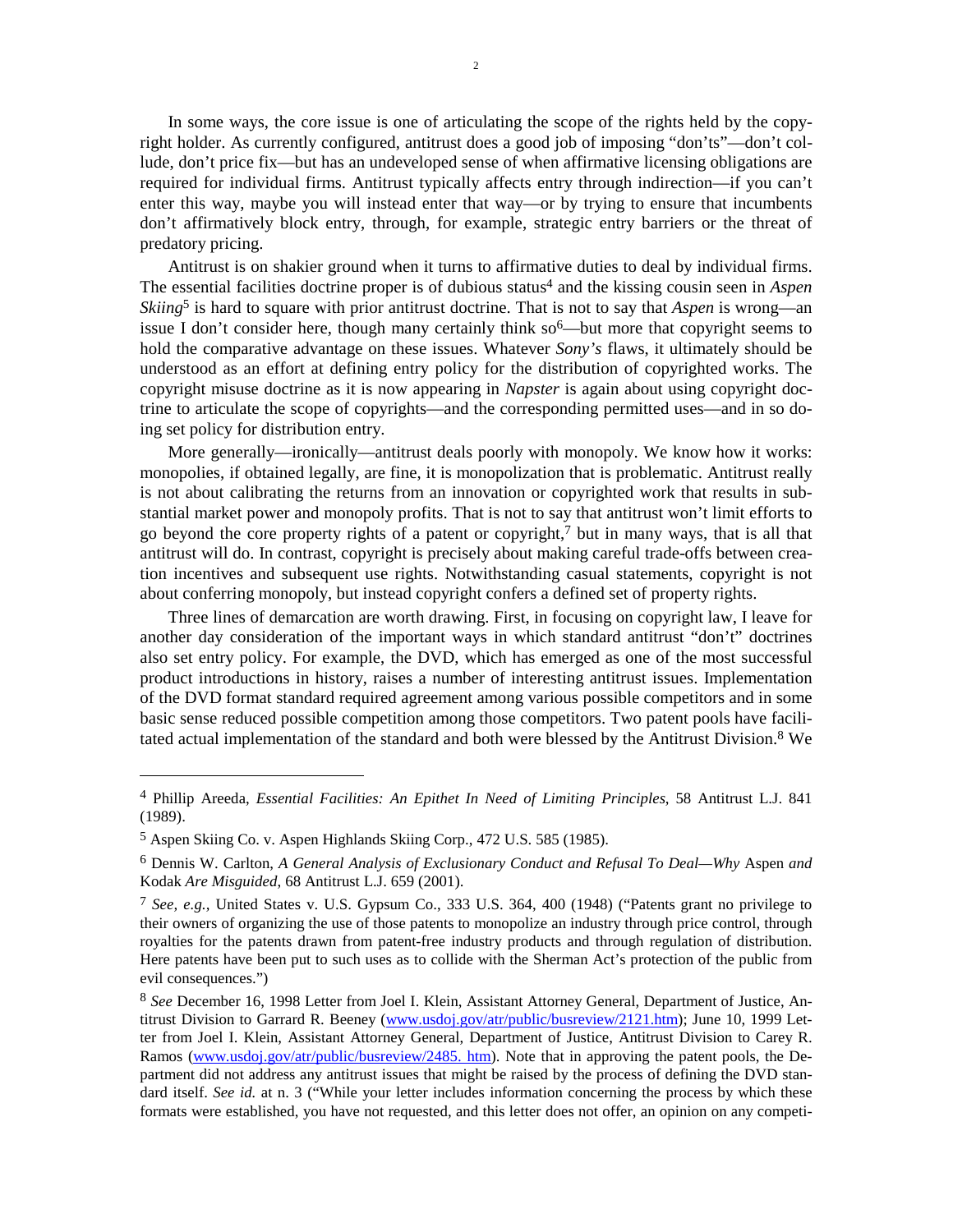In some ways, the core issue is one of articulating the scope of the rights held by the copyright holder. As currently configured, antitrust does a good job of imposing "don'ts"—don't collude, don't price fix—but has an undeveloped sense of when affirmative licensing obligations are required for individual firms. Antitrust typically affects entry through indirection—if you can't enter this way, maybe you will instead enter that way—or by trying to ensure that incumbents don't affirmatively block entry, through, for example, strategic entry barriers or the threat of predatory pricing.

Antitrust is on shakier ground when it turns to affirmative duties to deal by individual firms. The essential facilities doctrine proper is of dubious status[4] and the kissing cousin seen in *Aspen Skiing*[5] is hard to square with prior antitrust doctrine. That is not to say that *Aspen* is wrong—an issue I don't consider here, though many certainly think so[6]—but more that copyright seems to hold the comparative advantage on these issues. Whatever *Sony's* flaws, it ultimately should be understood as an effort at defining entry policy for the distribution of copyrighted works. The copyright misuse doctrine as it is now appearing in *Napster* is again about using copyright doctrine to articulate the scope of copyrights—and the corresponding permitted uses—and in so doing set policy for distribution entry.

More generally—ironically—antitrust deals poorly with monopoly. We know how it works: monopolies, if obtained legally, are fine, it is monopolization that is problematic. Antitrust really is not about calibrating the returns from an innovation or copyrighted work that results in substantial market power and monopoly profits. That is not to say that antitrust won't limit efforts to go beyond the core property rights of a patent or copyright,[7] but in many ways, that is all that antitrust will do. In contrast, copyright is precisely about making careful trade-offs between creation incentives and subsequent use rights. Notwithstanding casual statements, copyright is not about conferring monopoly, but instead copyright confers a defined set of property rights.

Three lines of demarcation are worth drawing. First, in focusing on copyright law, I leave for another day consideration of the important ways in which standard antitrust "don't" doctrines also set entry policy. For example, the DVD, which has emerged as one of the most successful product introductions in history, raises a number of interesting antitrust issues. Implementation of the DVD format standard required agreement among various possible competitors and in some basic sense reduced possible competition among those competitors. Two patent pools have facilitated actual implementation of the standard and both were blessed by the Antitrust Division.[8] We

---

[4] Phillip Areeda, *Essential Facilities: An Epithet In Need of Limiting Principles*, 58 Antitrust L.J. 841 (1989).

[5] Aspen Skiing Co. v. Aspen Highlands Skiing Corp., 472 U.S. 585 (1985).

[6] Dennis W. Carlton, *A General Analysis of Exclusionary Conduct and Refusal To Deal—Why* Aspen *and* Kodak *Are Misguided*, 68 Antitrust L.J. 659 (2001).

[7] *See, e.g.*, United States v. U.S. Gypsum Co., 333 U.S. 364, 400 (1948) ("Patents grant no privilege to their owners of organizing the use of those patents to monopolize an industry through price control, through royalties for the patents drawn from patent-free industry products and through regulation of distribution. Here patents have been put to such uses as to collide with the Sherman Act's protection of the public from evil consequences.")

[8] *See* December 16, 1998 Letter from Joel I. Klein, Assistant Attorney General, Department of Justice, Antitrust Division to Garrard R. Beeney (www.usdoj.gov/atr/public/busreview/2121.htm); June 10, 1999 Letter from Joel I. Klein, Assistant Attorney General, Department of Justice, Antitrust Division to Carey R. Ramos (www.usdoj.gov/atr/public/busreview/2485. htm). Note that in approving the patent pools, the Department did not address any antitrust issues that might be raised by the process of defining the DVD standard itself. *See id.* at n. 3 ("While your letter includes information concerning the process by which these formats were established, you have not requested, and this letter does not offer, an opinion on any competi-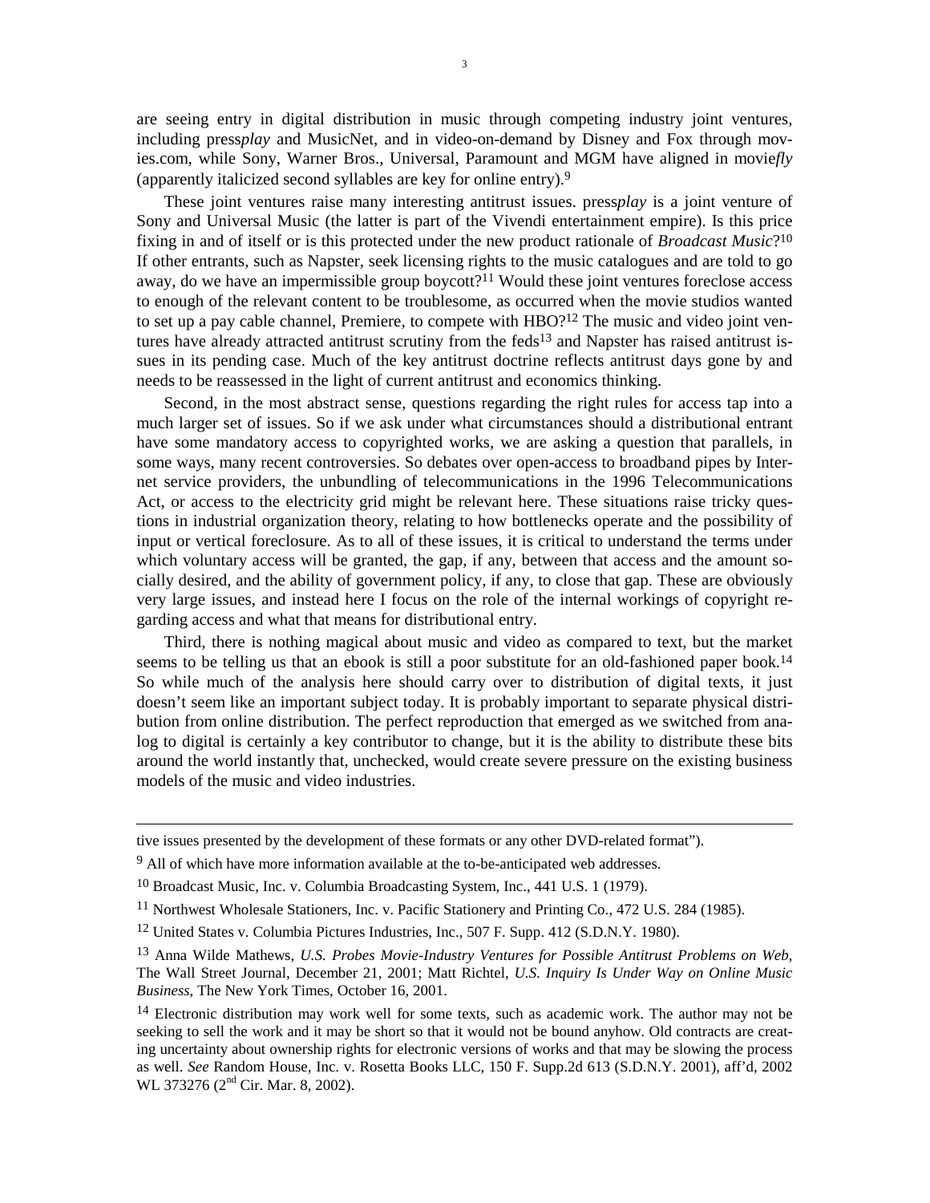are seeing entry in digital distribution in music through competing industry joint ventures, including press*play* and MusicNet, and in video-on-demand by Disney and Fox through movies.com, while Sony, Warner Bros., Universal, Paramount and MGM have aligned in movie*fly* (apparently italicized second syllables are key for online entry).[9]

These joint ventures raise many interesting antitrust issues. press*play* is a joint venture of Sony and Universal Music (the latter is part of the Vivendi entertainment empire). Is this price fixing in and of itself or is this protected under the new product rationale of *Broadcast Music*?[10] If other entrants, such as Napster, seek licensing rights to the music catalogues and are told to go away, do we have an impermissible group boycott?[11] Would these joint ventures foreclose access to enough of the relevant content to be troublesome, as occurred when the movie studios wanted to set up a pay cable channel, Premiere, to compete with HBO?[12] The music and video joint ventures have already attracted antitrust scrutiny from the feds[13] and Napster has raised antitrust issues in its pending case. Much of the key antitrust doctrine reflects antitrust days gone by and needs to be reassessed in the light of current antitrust and economics thinking.

Second, in the most abstract sense, questions regarding the right rules for access tap into a much larger set of issues. So if we ask under what circumstances should a distributional entrant have some mandatory access to copyrighted works, we are asking a question that parallels, in some ways, many recent controversies. So debates over open-access to broadband pipes by Internet service providers, the unbundling of telecommunications in the 1996 Telecommunications Act, or access to the electricity grid might be relevant here. These situations raise tricky questions in industrial organization theory, relating to how bottlenecks operate and the possibility of input or vertical foreclosure. As to all of these issues, it is critical to understand the terms under which voluntary access will be granted, the gap, if any, between that access and the amount socially desired, and the ability of government policy, if any, to close that gap. These are obviously very large issues, and instead here I focus on the role of the internal workings of copyright regarding access and what that means for distributional entry.

Third, there is nothing magical about music and video as compared to text, but the market seems to be telling us that an ebook is still a poor substitute for an old-fashioned paper book.[14] So while much of the analysis here should carry over to distribution of digital texts, it just doesn't seem like an important subject today. It is probably important to separate physical distribution from online distribution. The perfect reproduction that emerged as we switched from analog to digital is certainly a key contributor to change, but it is the ability to distribute these bits around the world instantly that, unchecked, would create severe pressure on the existing business models of the music and video industries.

---

tive issues presented by the development of these formats or any other DVD-related format").

[9] All of which have more information available at the to-be-anticipated web addresses.

[10] Broadcast Music, Inc. v. Columbia Broadcasting System, Inc., 441 U.S. 1 (1979).

[11] Northwest Wholesale Stationers, Inc. v. Pacific Stationery and Printing Co., 472 U.S. 284 (1985).

[12] United States v. Columbia Pictures Industries, Inc., 507 F. Supp. 412 (S.D.N.Y. 1980).

[13] Anna Wilde Mathews, *U.S. Probes Movie-Industry Ventures for Possible Antitrust Problems on Web*, The Wall Street Journal, December 21, 2001; Matt Richtel, *U.S. Inquiry Is Under Way on Online Music Business*, The New York Times, October 16, 2001.

[14] Electronic distribution may work well for some texts, such as academic work. The author may not be seeking to sell the work and it may be short so that it would not be bound anyhow. Old contracts are creating uncertainty about ownership rights for electronic versions of works and that may be slowing the process as well. *See* Random House, Inc. v. Rosetta Books LLC, 150 F. Supp.2d 613 (S.D.N.Y. 2001), aff'd, 2002 WL 373276 (2nd Cir. Mar. 8, 2002).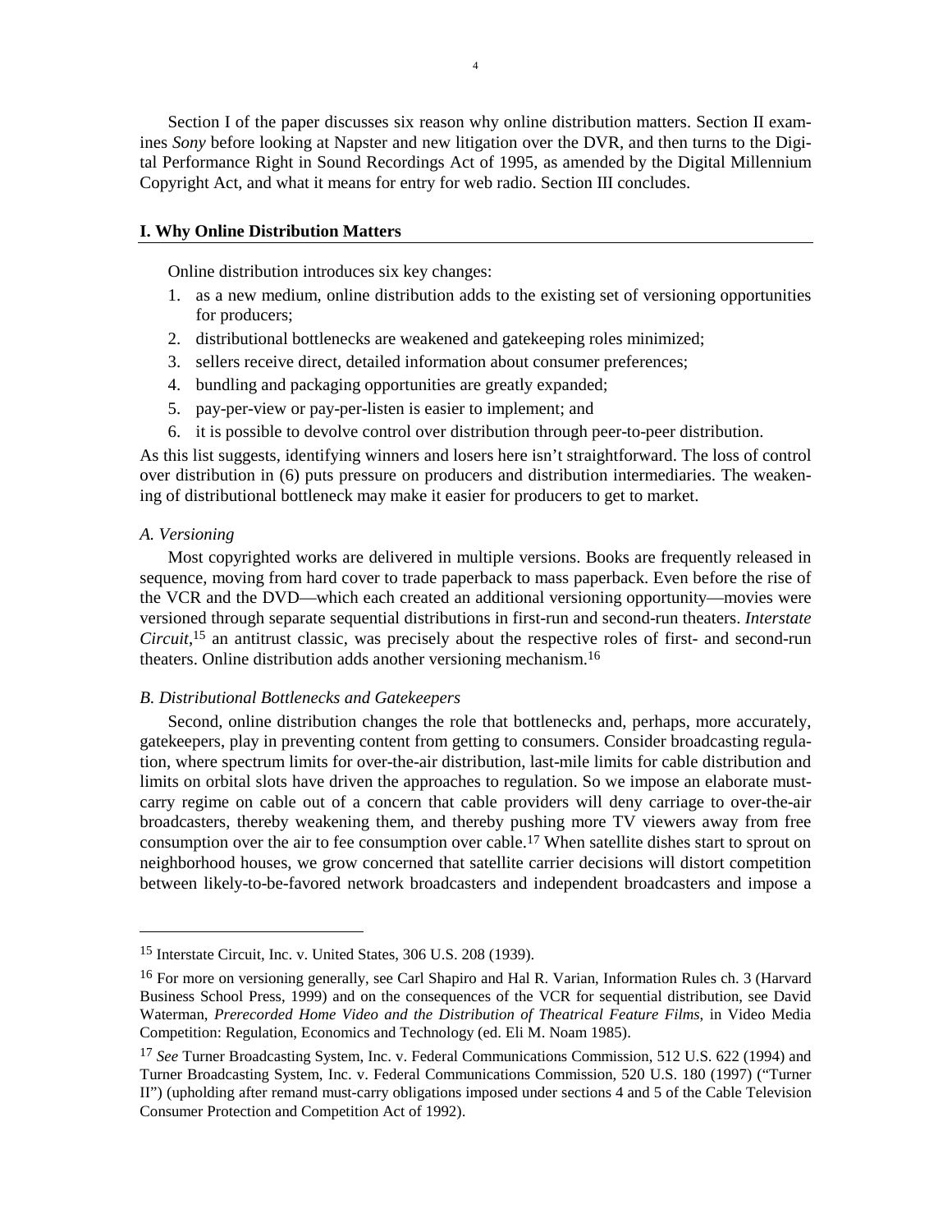Section I of the paper discusses six reason why online distribution matters. Section II examines *Sony* before looking at Napster and new litigation over the DVR, and then turns to the Digital Performance Right in Sound Recordings Act of 1995, as amended by the Digital Millennium Copyright Act, and what it means for entry for web radio. Section III concludes.

## I. Why Online Distribution Matters

Online distribution introduces six key changes:

1. as a new medium, online distribution adds to the existing set of versioning opportunities for producers;
2. distributional bottlenecks are weakened and gatekeeping roles minimized;
3. sellers receive direct, detailed information about consumer preferences;
4. bundling and packaging opportunities are greatly expanded;
5. pay-per-view or pay-per-listen is easier to implement; and
6. it is possible to devolve control over distribution through peer-to-peer distribution.

As this list suggests, identifying winners and losers here isn't straightforward. The loss of control over distribution in (6) puts pressure on producers and distribution intermediaries. The weakening of distributional bottleneck may make it easier for producers to get to market.

### *A. Versioning*

Most copyrighted works are delivered in multiple versions. Books are frequently released in sequence, moving from hard cover to trade paperback to mass paperback. Even before the rise of the VCR and the DVD—which each created an additional versioning opportunity—movies were versioned through separate sequential distributions in first-run and second-run theaters. *Interstate Circuit*,[15] an antitrust classic, was precisely about the respective roles of first- and second-run theaters. Online distribution adds another versioning mechanism.[16]

### *B. Distributional Bottlenecks and Gatekeepers*

Second, online distribution changes the role that bottlenecks and, perhaps, more accurately, gatekeepers, play in preventing content from getting to consumers. Consider broadcasting regulation, where spectrum limits for over-the-air distribution, last-mile limits for cable distribution and limits on orbital slots have driven the approaches to regulation. So we impose an elaborate must-carry regime on cable out of a concern that cable providers will deny carriage to over-the-air broadcasters, thereby weakening them, and thereby pushing more TV viewers away from free consumption over the air to fee consumption over cable.[17] When satellite dishes start to sprout on neighborhood houses, we grow concerned that satellite carrier decisions will distort competition between likely-to-be-favored network broadcasters and independent broadcasters and impose a

---

[15] Interstate Circuit, Inc. v. United States, 306 U.S. 208 (1939).

[16] For more on versioning generally, see Carl Shapiro and Hal R. Varian, Information Rules ch. 3 (Harvard Business School Press, 1999) and on the consequences of the VCR for sequential distribution, see David Waterman, *Prerecorded Home Video and the Distribution of Theatrical Feature Films*, in Video Media Competition: Regulation, Economics and Technology (ed. Eli M. Noam 1985).

[17] *See* Turner Broadcasting System, Inc. v. Federal Communications Commission, 512 U.S. 622 (1994) and Turner Broadcasting System, Inc. v. Federal Communications Commission, 520 U.S. 180 (1997) ("Turner II") (upholding after remand must-carry obligations imposed under sections 4 and 5 of the Cable Television Consumer Protection and Competition Act of 1992).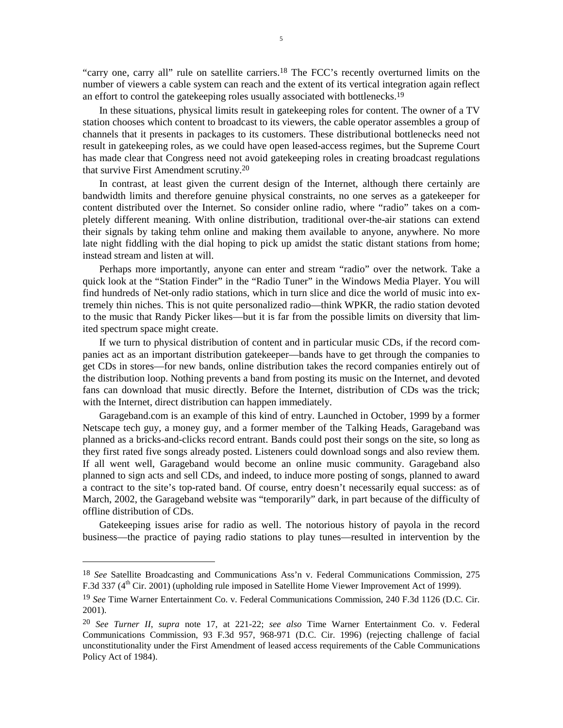"carry one, carry all" rule on satellite carriers.[18] The FCC's recently overturned limits on the number of viewers a cable system can reach and the extent of its vertical integration again reflect an effort to control the gatekeeping roles usually associated with bottlenecks.[19]

In these situations, physical limits result in gatekeeping roles for content. The owner of a TV station chooses which content to broadcast to its viewers, the cable operator assembles a group of channels that it presents in packages to its customers. These distributional bottlenecks need not result in gatekeeping roles, as we could have open leased-access regimes, but the Supreme Court has made clear that Congress need not avoid gatekeeping roles in creating broadcast regulations that survive First Amendment scrutiny.[20]

In contrast, at least given the current design of the Internet, although there certainly are bandwidth limits and therefore genuine physical constraints, no one serves as a gatekeeper for content distributed over the Internet. So consider online radio, where "radio" takes on a completely different meaning. With online distribution, traditional over-the-air stations can extend their signals by taking tehm online and making them available to anyone, anywhere. No more late night fiddling with the dial hoping to pick up amidst the static distant stations from home; instead stream and listen at will.

Perhaps more importantly, anyone can enter and stream "radio" over the network. Take a quick look at the "Station Finder" in the "Radio Tuner" in the Windows Media Player. You will find hundreds of Net-only radio stations, which in turn slice and dice the world of music into extremely thin niches. This is not quite personalized radio—think WPKR, the radio station devoted to the music that Randy Picker likes—but it is far from the possible limits on diversity that limited spectrum space might create.

If we turn to physical distribution of content and in particular music CDs, if the record companies act as an important distribution gatekeeper—bands have to get through the companies to get CDs in stores—for new bands, online distribution takes the record companies entirely out of the distribution loop. Nothing prevents a band from posting its music on the Internet, and devoted fans can download that music directly. Before the Internet, distribution of CDs was the trick; with the Internet, direct distribution can happen immediately.

Garageband.com is an example of this kind of entry. Launched in October, 1999 by a former Netscape tech guy, a money guy, and a former member of the Talking Heads, Garageband was planned as a bricks-and-clicks record entrant. Bands could post their songs on the site, so long as they first rated five songs already posted. Listeners could download songs and also review them. If all went well, Garageband would become an online music community. Garageband also planned to sign acts and sell CDs, and indeed, to induce more posting of songs, planned to award a contract to the site's top-rated band. Of course, entry doesn't necessarily equal success: as of March, 2002, the Garageband website was "temporarily" dark, in part because of the difficulty of offline distribution of CDs.

Gatekeeping issues arise for radio as well. The notorious history of payola in the record business—the practice of paying radio stations to play tunes—resulted in intervention by the

---

[18] *See* Satellite Broadcasting and Communications Ass'n v. Federal Communications Commission, 275 F.3d 337 (4th Cir. 2001) (upholding rule imposed in Satellite Home Viewer Improvement Act of 1999).

[19] *See* Time Warner Entertainment Co. v. Federal Communications Commission, 240 F.3d 1126 (D.C. Cir. 2001).

[20] *See Turner II*, *supra* note 17, at 221-22; *see also* Time Warner Entertainment Co. v. Federal Communications Commission, 93 F.3d 957, 968-971 (D.C. Cir. 1996) (rejecting challenge of facial unconstitutionality under the First Amendment of leased access requirements of the Cable Communications Policy Act of 1984).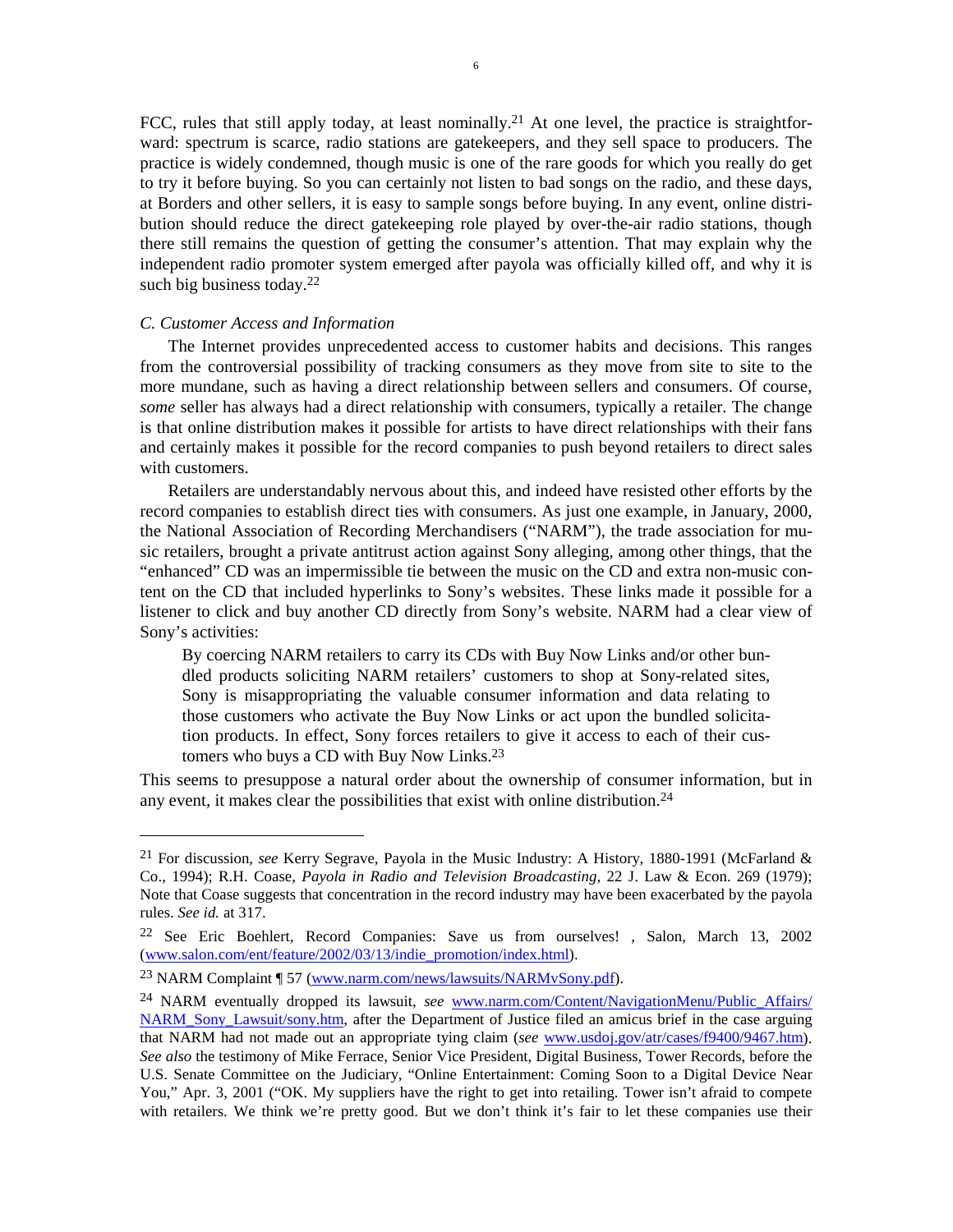FCC, rules that still apply today, at least nominally.[21] At one level, the practice is straightforward: spectrum is scarce, radio stations are gatekeepers, and they sell space to producers. The practice is widely condemned, though music is one of the rare goods for which you really do get to try it before buying. So you can certainly not listen to bad songs on the radio, and these days, at Borders and other sellers, it is easy to sample songs before buying. In any event, online distribution should reduce the direct gatekeeping role played by over-the-air radio stations, though there still remains the question of getting the consumer's attention. That may explain why the independent radio promoter system emerged after payola was officially killed off, and why it is such big business today.[22]

### *C. Customer Access and Information*

The Internet provides unprecedented access to customer habits and decisions. This ranges from the controversial possibility of tracking consumers as they move from site to site to the more mundane, such as having a direct relationship between sellers and consumers. Of course, *some* seller has always had a direct relationship with consumers, typically a retailer. The change is that online distribution makes it possible for artists to have direct relationships with their fans and certainly makes it possible for the record companies to push beyond retailers to direct sales with customers.

Retailers are understandably nervous about this, and indeed have resisted other efforts by the record companies to establish direct ties with consumers. As just one example, in January, 2000, the National Association of Recording Merchandisers ("NARM"), the trade association for music retailers, brought a private antitrust action against Sony alleging, among other things, that the "enhanced" CD was an impermissible tie between the music on the CD and extra non-music content on the CD that included hyperlinks to Sony's websites. These links made it possible for a listener to click and buy another CD directly from Sony's website. NARM had a clear view of Sony's activities:

> By coercing NARM retailers to carry its CDs with Buy Now Links and/or other bundled products soliciting NARM retailers' customers to shop at Sony-related sites, Sony is misappropriating the valuable consumer information and data relating to those customers who activate the Buy Now Links or act upon the bundled solicitation products. In effect, Sony forces retailers to give it access to each of their customers who buys a CD with Buy Now Links.[23]

This seems to presuppose a natural order about the ownership of consumer information, but in any event, it makes clear the possibilities that exist with online distribution.[24]

---

[21] For discussion, *see* Kerry Segrave, Payola in the Music Industry: A History, 1880-1991 (McFarland & Co., 1994); R.H. Coase, *Payola in Radio and Television Broadcasting*, 22 J. Law & Econ. 269 (1979); Note that Coase suggests that concentration in the record industry may have been exacerbated by the payola rules. *See id.* at 317.

[22] See Eric Boehlert, Record Companies: Save us from ourselves! , Salon, March 13, 2002 (www.salon.com/ent/feature/2002/03/13/indie_promotion/index.html).

[23] NARM Complaint ¶ 57 (www.narm.com/news/lawsuits/NARMvSony.pdf).

[24] NARM eventually dropped its lawsuit, *see* www.narm.com/Content/NavigationMenu/Public_Affairs/NARM_Sony_Lawsuit/sony.htm, after the Department of Justice filed an amicus brief in the case arguing that NARM had not made out an appropriate tying claim (*see* www.usdoj.gov/atr/cases/f9400/9467.htm). *See also* the testimony of Mike Ferrace, Senior Vice President, Digital Business, Tower Records, before the U.S. Senate Committee on the Judiciary, "Online Entertainment: Coming Soon to a Digital Device Near You," Apr. 3, 2001 ("OK. My suppliers have the right to get into retailing. Tower isn't afraid to compete with retailers. We think we're pretty good. But we don't think it's fair to let these companies use their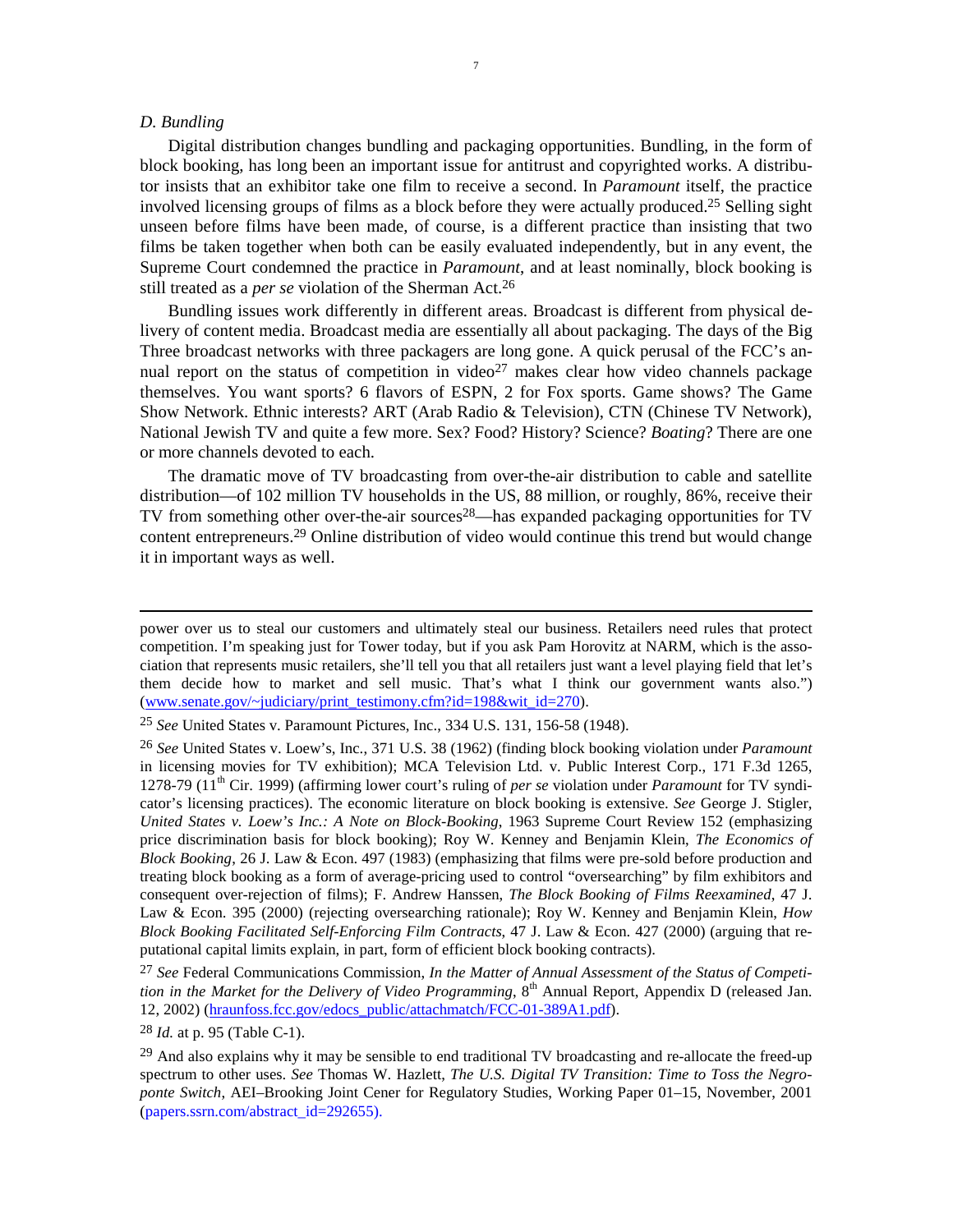### *D. Bundling*

Digital distribution changes bundling and packaging opportunities. Bundling, in the form of block booking, has long been an important issue for antitrust and copyrighted works. A distributor insists that an exhibitor take one film to receive a second. In *Paramount* itself, the practice involved licensing groups of films as a block before they were actually produced.[25] Selling sight unseen before films have been made, of course, is a different practice than insisting that two films be taken together when both can be easily evaluated independently, but in any event, the Supreme Court condemned the practice in *Paramount*, and at least nominally, block booking is still treated as a *per se* violation of the Sherman Act.[26]

Bundling issues work differently in different areas. Broadcast is different from physical delivery of content media. Broadcast media are essentially all about packaging. The days of the Big Three broadcast networks with three packagers are long gone. A quick perusal of the FCC's annual report on the status of competition in video[27] makes clear how video channels package themselves. You want sports? 6 flavors of ESPN, 2 for Fox sports. Game shows? The Game Show Network. Ethnic interests? ART (Arab Radio & Television), CTN (Chinese TV Network), National Jewish TV and quite a few more. Sex? Food? History? Science? *Boating*? There are one or more channels devoted to each.

The dramatic move of TV broadcasting from over-the-air distribution to cable and satellite distribution—of 102 million TV households in the US, 88 million, or roughly, 86%, receive their TV from something other over-the-air sources[28]—has expanded packaging opportunities for TV content entrepreneurs.[29] Online distribution of video would continue this trend but would change it in important ways as well.

---

power over us to steal our customers and ultimately steal our business. Retailers need rules that protect competition. I'm speaking just for Tower today, but if you ask Pam Horovitz at NARM, which is the association that represents music retailers, she'll tell you that all retailers just want a level playing field that let's them decide how to market and sell music. That's what I think our government wants also.") (www.senate.gov/~judiciary/print_testimony.cfm?id=198&wit_id=270).

[25] *See* United States v. Paramount Pictures, Inc., 334 U.S. 131, 156-58 (1948).

[26] *See* United States v. Loew's, Inc., 371 U.S. 38 (1962) (finding block booking violation under *Paramount* in licensing movies for TV exhibition); MCA Television Ltd. v. Public Interest Corp., 171 F.3d 1265, 1278-79 (11th Cir. 1999) (affirming lower court's ruling of *per se* violation under *Paramount* for TV syndicator's licensing practices). The economic literature on block booking is extensive. *See* George J. Stigler, *United States v. Loew's Inc.: A Note on Block-Booking*, 1963 Supreme Court Review 152 (emphasizing price discrimination basis for block booking); Roy W. Kenney and Benjamin Klein, *The Economics of Block Booking*, 26 J. Law & Econ. 497 (1983) (emphasizing that films were pre-sold before production and treating block booking as a form of average-pricing used to control "oversearching" by film exhibitors and consequent over-rejection of films); F. Andrew Hanssen, *The Block Booking of Films Reexamined*, 47 J. Law & Econ. 395 (2000) (rejecting oversearching rationale); Roy W. Kenney and Benjamin Klein, *How Block Booking Facilitated Self-Enforcing Film Contracts*, 47 J. Law & Econ. 427 (2000) (arguing that reputational capital limits explain, in part, form of efficient block booking contracts).

[27] *See* Federal Communications Commission, *In the Matter of Annual Assessment of the Status of Competition in the Market for the Delivery of Video Programming*, 8th Annual Report, Appendix D (released Jan. 12, 2002) (hraunfoss.fcc.gov/edocs_public/attachmatch/FCC-01-389A1.pdf).

[28] *Id.* at p. 95 (Table C-1).

[29] And also explains why it may be sensible to end traditional TV broadcasting and re-allocate the freed-up spectrum to other uses. *See* Thomas W. Hazlett, *The U.S. Digital TV Transition: Time to Toss the Negroponte Switch*, AEI–Brooking Joint Cener for Regulatory Studies, Working Paper 01–15, November, 2001 (papers.ssrn.com/abstract_id=292655).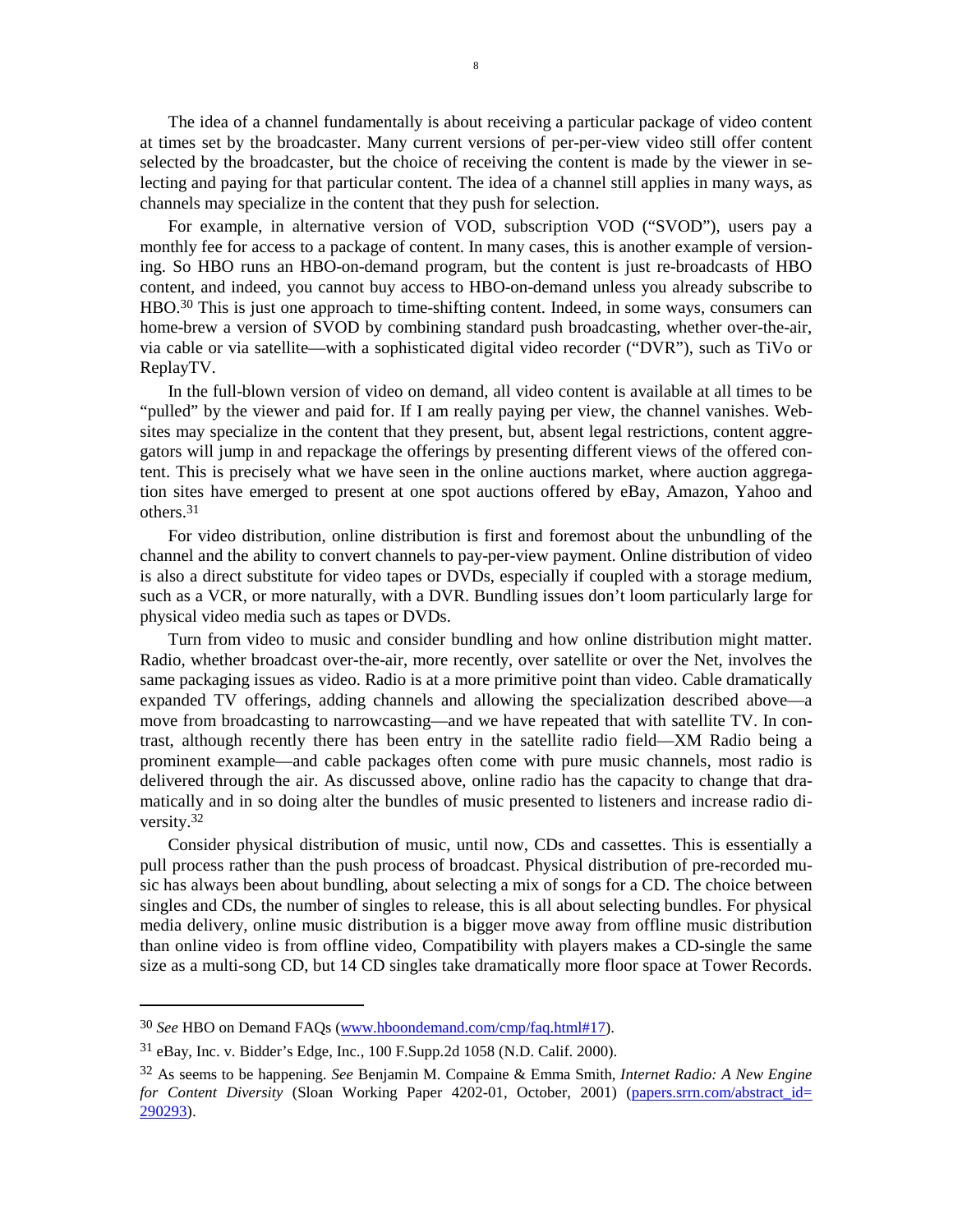The idea of a channel fundamentally is about receiving a particular package of video content at times set by the broadcaster. Many current versions of per-per-view video still offer content selected by the broadcaster, but the choice of receiving the content is made by the viewer in selecting and paying for that particular content. The idea of a channel still applies in many ways, as channels may specialize in the content that they push for selection.

For example, in alternative version of VOD, subscription VOD ("SVOD"), users pay a monthly fee for access to a package of content. In many cases, this is another example of versioning. So HBO runs an HBO-on-demand program, but the content is just re-broadcasts of HBO content, and indeed, you cannot buy access to HBO-on-demand unless you already subscribe to HBO.[30] This is just one approach to time-shifting content. Indeed, in some ways, consumers can home-brew a version of SVOD by combining standard push broadcasting, whether over-the-air, via cable or via satellite—with a sophisticated digital video recorder ("DVR"), such as TiVo or ReplayTV.

In the full-blown version of video on demand, all video content is available at all times to be "pulled" by the viewer and paid for. If I am really paying per view, the channel vanishes. Websites may specialize in the content that they present, but, absent legal restrictions, content aggregators will jump in and repackage the offerings by presenting different views of the offered content. This is precisely what we have seen in the online auctions market, where auction aggregation sites have emerged to present at one spot auctions offered by eBay, Amazon, Yahoo and others.[31]

For video distribution, online distribution is first and foremost about the unbundling of the channel and the ability to convert channels to pay-per-view payment. Online distribution of video is also a direct substitute for video tapes or DVDs, especially if coupled with a storage medium, such as a VCR, or more naturally, with a DVR. Bundling issues don't loom particularly large for physical video media such as tapes or DVDs.

Turn from video to music and consider bundling and how online distribution might matter. Radio, whether broadcast over-the-air, more recently, over satellite or over the Net, involves the same packaging issues as video. Radio is at a more primitive point than video. Cable dramatically expanded TV offerings, adding channels and allowing the specialization described above—a move from broadcasting to narrowcasting—and we have repeated that with satellite TV. In contrast, although recently there has been entry in the satellite radio field—XM Radio being a prominent example—and cable packages often come with pure music channels, most radio is delivered through the air. As discussed above, online radio has the capacity to change that dramatically and in so doing alter the bundles of music presented to listeners and increase radio diversity.[32]

Consider physical distribution of music, until now, CDs and cassettes. This is essentially a pull process rather than the push process of broadcast. Physical distribution of pre-recorded music has always been about bundling, about selecting a mix of songs for a CD. The choice between singles and CDs, the number of singles to release, this is all about selecting bundles. For physical media delivery, online music distribution is a bigger move away from offline music distribution than online video is from offline video, Compatibility with players makes a CD-single the same size as a multi-song CD, but 14 CD singles take dramatically more floor space at Tower Records.

---

[30] *See* HBO on Demand FAQs (www.hboondemand.com/cmp/faq.html#17).

[31] eBay, Inc. v. Bidder's Edge, Inc., 100 F.Supp.2d 1058 (N.D. Calif. 2000).

[32] As seems to be happening. *See* Benjamin M. Compaine & Emma Smith, *Internet Radio: A New Engine for Content Diversity* (Sloan Working Paper 4202-01, October, 2001) (papers.srrn.com/abstract_id=290293).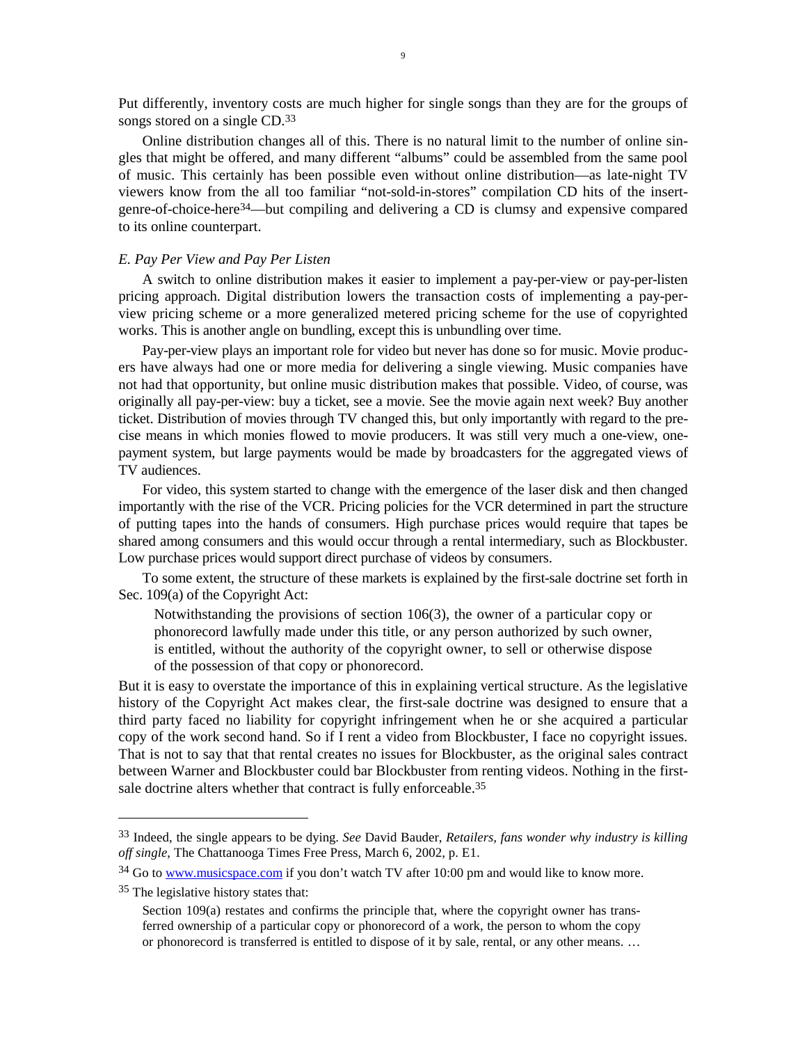Put differently, inventory costs are much higher for single songs than they are for the groups of songs stored on a single CD.[33]

Online distribution changes all of this. There is no natural limit to the number of online singles that might be offered, and many different "albums" could be assembled from the same pool of music. This certainly has been possible even without online distribution—as late-night TV viewers know from the all too familiar "not-sold-in-stores" compilation CD hits of the insert-genre-of-choice-here[34]—but compiling and delivering a CD is clumsy and expensive compared to its online counterpart.

### *E. Pay Per View and Pay Per Listen*

A switch to online distribution makes it easier to implement a pay-per-view or pay-per-listen pricing approach. Digital distribution lowers the transaction costs of implementing a pay-per-view pricing scheme or a more generalized metered pricing scheme for the use of copyrighted works. This is another angle on bundling, except this is unbundling over time.

Pay-per-view plays an important role for video but never has done so for music. Movie producers have always had one or more media for delivering a single viewing. Music companies have not had that opportunity, but online music distribution makes that possible. Video, of course, was originally all pay-per-view: buy a ticket, see a movie. See the movie again next week? Buy another ticket. Distribution of movies through TV changed this, but only importantly with regard to the precise means in which monies flowed to movie producers. It was still very much a one-view, one-payment system, but large payments would be made by broadcasters for the aggregated views of TV audiences.

For video, this system started to change with the emergence of the laser disk and then changed importantly with the rise of the VCR. Pricing policies for the VCR determined in part the structure of putting tapes into the hands of consumers. High purchase prices would require that tapes be shared among consumers and this would occur through a rental intermediary, such as Blockbuster. Low purchase prices would support direct purchase of videos by consumers.

To some extent, the structure of these markets is explained by the first-sale doctrine set forth in Sec. 109(a) of the Copyright Act:

> Notwithstanding the provisions of section 106(3), the owner of a particular copy or phonorecord lawfully made under this title, or any person authorized by such owner, is entitled, without the authority of the copyright owner, to sell or otherwise dispose of the possession of that copy or phonorecord.

But it is easy to overstate the importance of this in explaining vertical structure. As the legislative history of the Copyright Act makes clear, the first-sale doctrine was designed to ensure that a third party faced no liability for copyright infringement when he or she acquired a particular copy of the work second hand. So if I rent a video from Blockbuster, I face no copyright issues. That is not to say that that rental creates no issues for Blockbuster, as the original sales contract between Warner and Blockbuster could bar Blockbuster from renting videos. Nothing in the first-sale doctrine alters whether that contract is fully enforceable.[35]

---

[33] Indeed, the single appears to be dying. *See* David Bauder, *Retailers, fans wonder why industry is killing off single*, The Chattanooga Times Free Press, March 6, 2002, p. E1.

[34] Go to www.musicspace.com if you don't watch TV after 10:00 pm and would like to know more.

[35] The legislative history states that:

> Section 109(a) restates and confirms the principle that, where the copyright owner has transferred ownership of a particular copy or phonorecord of a work, the person to whom the copy or phonorecord is transferred is entitled to dispose of it by sale, rental, or any other means. …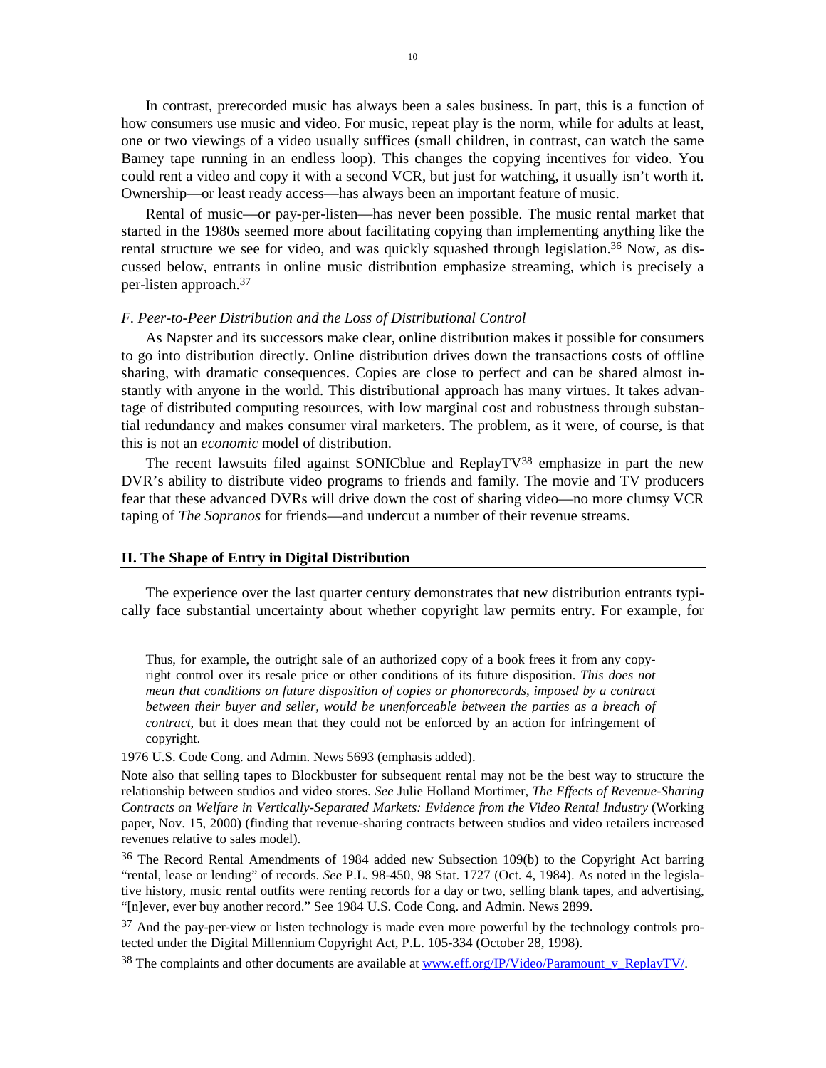In contrast, prerecorded music has always been a sales business. In part, this is a function of how consumers use music and video. For music, repeat play is the norm, while for adults at least, one or two viewings of a video usually suffices (small children, in contrast, can watch the same Barney tape running in an endless loop). This changes the copying incentives for video. You could rent a video and copy it with a second VCR, but just for watching, it usually isn't worth it. Ownership—or least ready access—has always been an important feature of music.

Rental of music—or pay-per-listen—has never been possible. The music rental market that started in the 1980s seemed more about facilitating copying than implementing anything like the rental structure we see for video, and was quickly squashed through legislation.[36] Now, as discussed below, entrants in online music distribution emphasize streaming, which is precisely a per-listen approach.[37]

### *F. Peer-to-Peer Distribution and the Loss of Distributional Control*

As Napster and its successors make clear, online distribution makes it possible for consumers to go into distribution directly. Online distribution drives down the transactions costs of offline sharing, with dramatic consequences. Copies are close to perfect and can be shared almost instantly with anyone in the world. This distributional approach has many virtues. It takes advantage of distributed computing resources, with low marginal cost and robustness through substantial redundancy and makes consumer viral marketers. The problem, as it were, of course, is that this is not an *economic* model of distribution.

The recent lawsuits filed against SONICblue and ReplayTV[38] emphasize in part the new DVR's ability to distribute video programs to friends and family. The movie and TV producers fear that these advanced DVRs will drive down the cost of sharing video—no more clumsy VCR taping of *The Sopranos* for friends—and undercut a number of their revenue streams.

## II. The Shape of Entry in Digital Distribution

The experience over the last quarter century demonstrates that new distribution entrants typically face substantial uncertainty about whether copyright law permits entry. For example, for

---

> Thus, for example, the outright sale of an authorized copy of a book frees it from any copyright control over its resale price or other conditions of its future disposition. *This does not mean that conditions on future disposition of copies or phonorecords, imposed by a contract between their buyer and seller, would be unenforceable between the parties as a breach of contract*, but it does mean that they could not be enforced by an action for infringement of copyright.

1976 U.S. Code Cong. and Admin. News 5693 (emphasis added).

Note also that selling tapes to Blockbuster for subsequent rental may not be the best way to structure the relationship between studios and video stores. *See* Julie Holland Mortimer, *The Effects of Revenue-Sharing Contracts on Welfare in Vertically-Separated Markets: Evidence from the Video Rental Industry* (Working paper, Nov. 15, 2000) (finding that revenue-sharing contracts between studios and video retailers increased revenues relative to sales model).

[36] The Record Rental Amendments of 1984 added new Subsection 109(b) to the Copyright Act barring "rental, lease or lending" of records. *See* P.L. 98-450, 98 Stat. 1727 (Oct. 4, 1984). As noted in the legislative history, music rental outfits were renting records for a day or two, selling blank tapes, and advertising, "[n]ever, ever buy another record." See 1984 U.S. Code Cong. and Admin. News 2899.

[37] And the pay-per-view or listen technology is made even more powerful by the technology controls protected under the Digital Millennium Copyright Act, P.L. 105-334 (October 28, 1998).

[38] The complaints and other documents are available at www.eff.org/IP/Video/Paramount_v_ReplayTV/.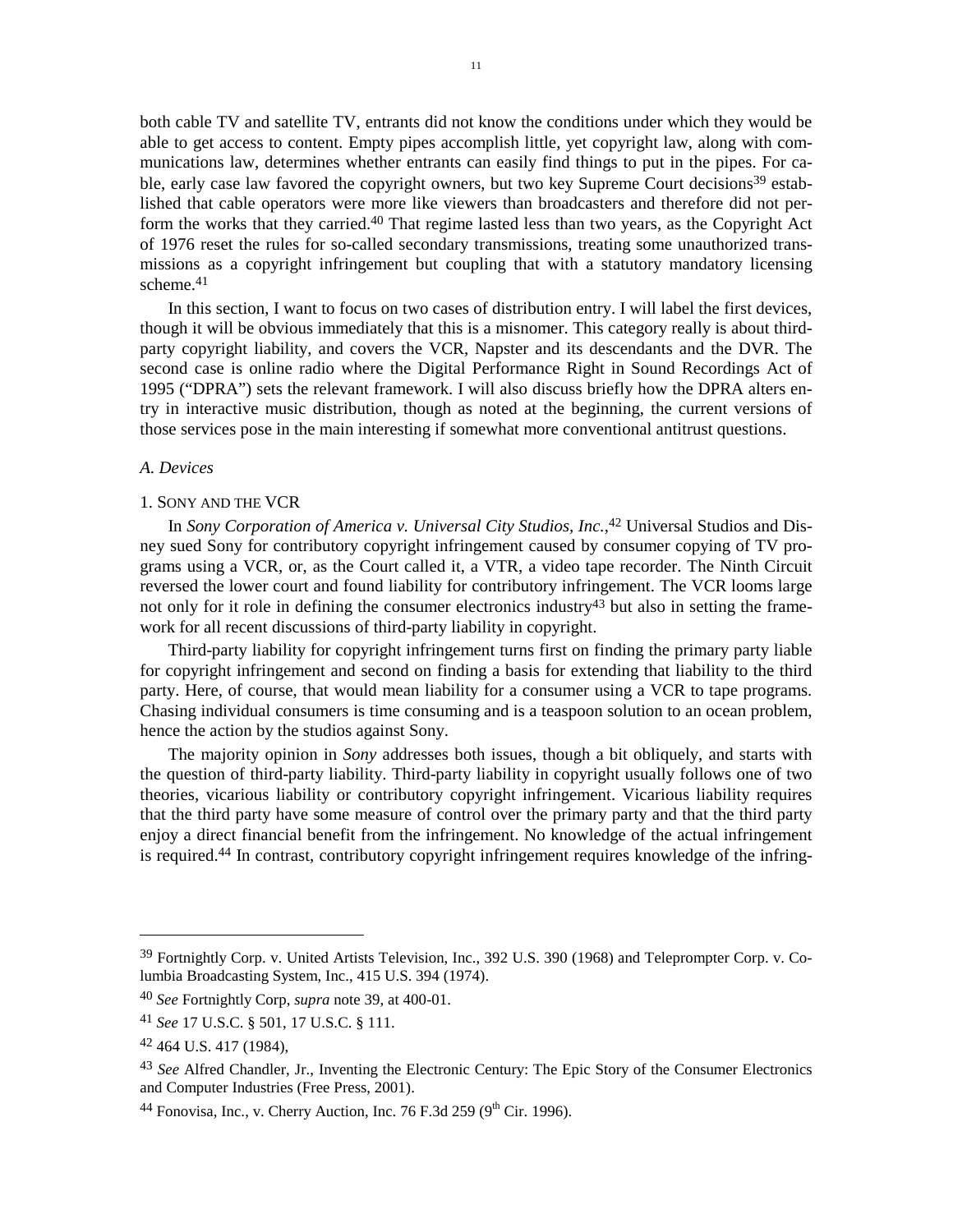both cable TV and satellite TV, entrants did not know the conditions under which they would be able to get access to content. Empty pipes accomplish little, yet copyright law, along with communications law, determines whether entrants can easily find things to put in the pipes. For cable, early case law favored the copyright owners, but two key Supreme Court decisions[39] established that cable operators were more like viewers than broadcasters and therefore did not perform the works that they carried.[40] That regime lasted less than two years, as the Copyright Act of 1976 reset the rules for so-called secondary transmissions, treating some unauthorized transmissions as a copyright infringement but coupling that with a statutory mandatory licensing scheme.[41]

In this section, I want to focus on two cases of distribution entry. I will label the first devices, though it will be obvious immediately that this is a misnomer. This category really is about third-party copyright liability, and covers the VCR, Napster and its descendants and the DVR. The second case is online radio where the Digital Performance Right in Sound Recordings Act of 1995 ("DPRA") sets the relevant framework. I will also discuss briefly how the DPRA alters entry in interactive music distribution, though as noted at the beginning, the current versions of those services pose in the main interesting if somewhat more conventional antitrust questions.

### *A. Devices*

#### 1. Sony and the VCR

In *Sony Corporation of America v. Universal City Studios, Inc.*,[42] Universal Studios and Disney sued Sony for contributory copyright infringement caused by consumer copying of TV programs using a VCR, or, as the Court called it, a VTR, a video tape recorder. The Ninth Circuit reversed the lower court and found liability for contributory infringement. The VCR looms large not only for it role in defining the consumer electronics industry[43] but also in setting the framework for all recent discussions of third-party liability in copyright.

Third-party liability for copyright infringement turns first on finding the primary party liable for copyright infringement and second on finding a basis for extending that liability to the third party. Here, of course, that would mean liability for a consumer using a VCR to tape programs. Chasing individual consumers is time consuming and is a teaspoon solution to an ocean problem, hence the action by the studios against Sony.

The majority opinion in *Sony* addresses both issues, though a bit obliquely, and starts with the question of third-party liability. Third-party liability in copyright usually follows one of two theories, vicarious liability or contributory copyright infringement. Vicarious liability requires that the third party have some measure of control over the primary party and that the third party enjoy a direct financial benefit from the infringement. No knowledge of the actual infringement is required.[44] In contrast, contributory copyright infringement requires knowledge of the infring-

---

[39] Fortnightly Corp. v. United Artists Television, Inc., 392 U.S. 390 (1968) and Teleprompter Corp. v. Columbia Broadcasting System, Inc., 415 U.S. 394 (1974).

[40] *See* Fortnightly Corp, *supra* note 39, at 400-01.

[41] *See* 17 U.S.C. § 501, 17 U.S.C. § 111.

[42] 464 U.S. 417 (1984),

[43] *See* Alfred Chandler, Jr., Inventing the Electronic Century: The Epic Story of the Consumer Electronics and Computer Industries (Free Press, 2001).

[44] Fonovisa, Inc., v. Cherry Auction, Inc. 76 F.3d 259 (9th Cir. 1996).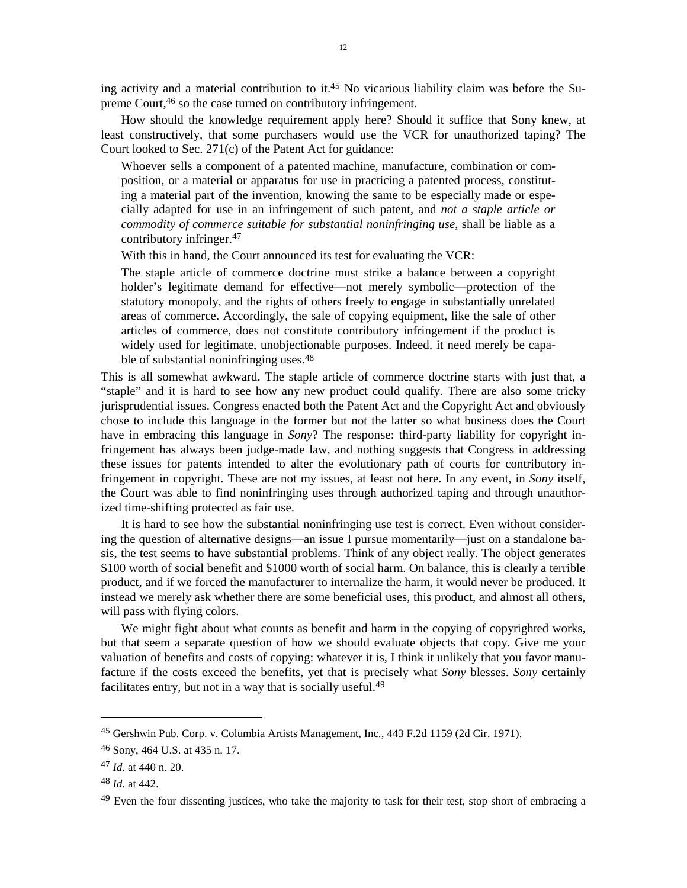ing activity and a material contribution to it.[45] No vicarious liability claim was before the Supreme Court,[46] so the case turned on contributory infringement.

How should the knowledge requirement apply here? Should it suffice that Sony knew, at least constructively, that some purchasers would use the VCR for unauthorized taping? The Court looked to Sec. 271(c) of the Patent Act for guidance:

> Whoever sells a component of a patented machine, manufacture, combination or composition, or a material or apparatus for use in practicing a patented process, constituting a material part of the invention, knowing the same to be especially made or especially adapted for use in an infringement of such patent, and *not a staple article or commodity of commerce suitable for substantial noninfringing use*, shall be liable as a contributory infringer.[47]

With this in hand, the Court announced its test for evaluating the VCR:

> The staple article of commerce doctrine must strike a balance between a copyright holder's legitimate demand for effective—not merely symbolic—protection of the statutory monopoly, and the rights of others freely to engage in substantially unrelated areas of commerce. Accordingly, the sale of copying equipment, like the sale of other articles of commerce, does not constitute contributory infringement if the product is widely used for legitimate, unobjectionable purposes. Indeed, it need merely be capable of substantial noninfringing uses.[48]

This is all somewhat awkward. The staple article of commerce doctrine starts with just that, a "staple" and it is hard to see how any new product could qualify. There are also some tricky jurisprudential issues. Congress enacted both the Patent Act and the Copyright Act and obviously chose to include this language in the former but not the latter so what business does the Court have in embracing this language in *Sony*? The response: third-party liability for copyright infringement has always been judge-made law, and nothing suggests that Congress in addressing these issues for patents intended to alter the evolutionary path of courts for contributory infringement in copyright. These are not my issues, at least not here. In any event, in *Sony* itself, the Court was able to find noninfringing uses through authorized taping and through unauthorized time-shifting protected as fair use.

It is hard to see how the substantial noninfringing use test is correct. Even without considering the question of alternative designs—an issue I pursue momentarily—just on a standalone basis, the test seems to have substantial problems. Think of any object really. The object generates \$100 worth of social benefit and \$1000 worth of social harm. On balance, this is clearly a terrible product, and if we forced the manufacturer to internalize the harm, it would never be produced. It instead we merely ask whether there are some beneficial uses, this product, and almost all others, will pass with flying colors.

We might fight about what counts as benefit and harm in the copying of copyrighted works, but that seem a separate question of how we should evaluate objects that copy. Give me your valuation of benefits and costs of copying: whatever it is, I think it unlikely that you favor manufacture if the costs exceed the benefits, yet that is precisely what *Sony* blesses. *Sony* certainly facilitates entry, but not in a way that is socially useful.[49]

---

[45] Gershwin Pub. Corp. v. Columbia Artists Management, Inc., 443 F.2d 1159 (2d Cir. 1971).

[46] Sony, 464 U.S. at 435 n. 17.

[47] *Id.* at 440 n. 20.

[48] *Id.* at 442.

[49] Even the four dissenting justices, who take the majority to task for their test, stop short of embracing a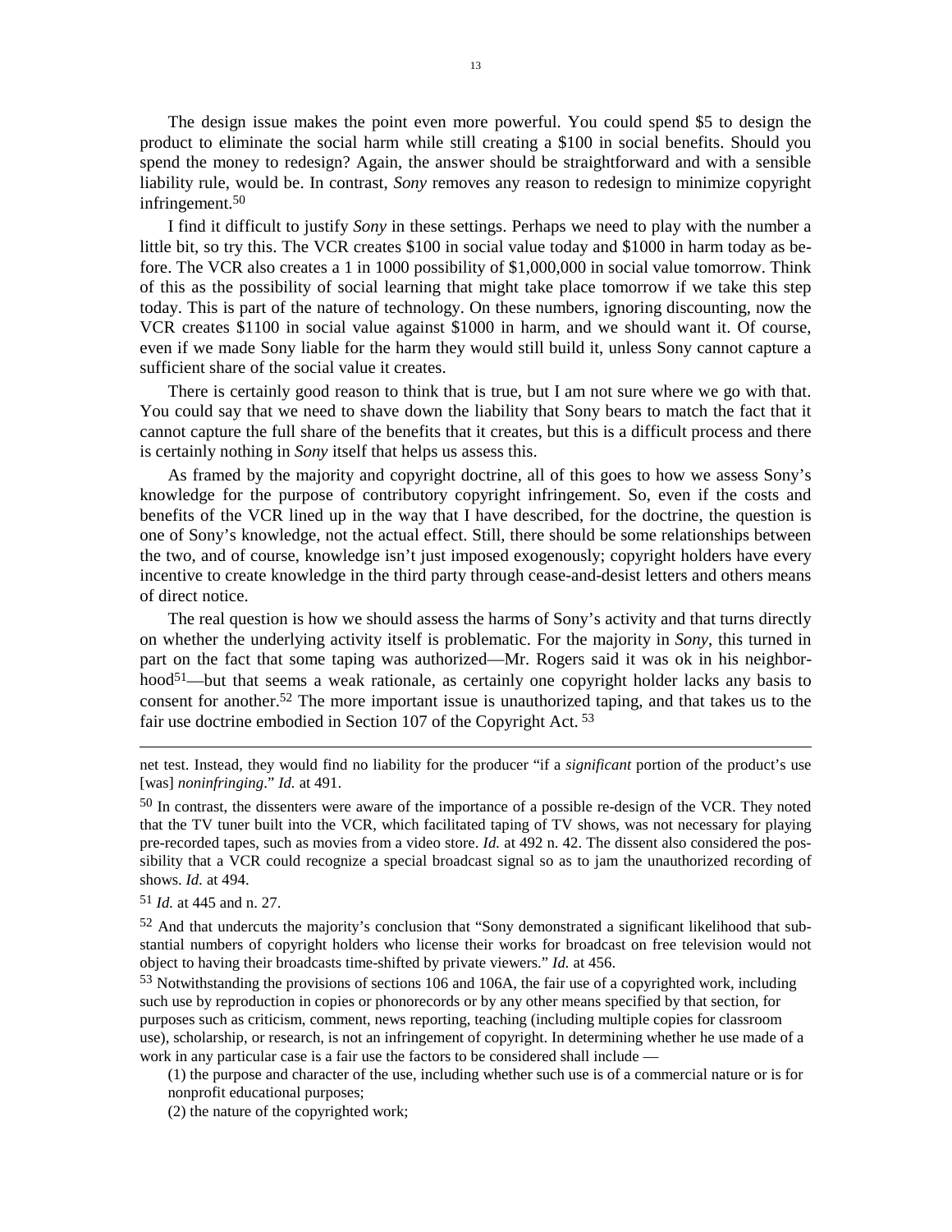The design issue makes the point even more powerful. You could spend $5 to design the product to eliminate the social harm while still creating a $100 in social benefits. Should you spend the money to redesign? Again, the answer should be straightforward and with a sensible liability rule, would be. In contrast, *Sony* removes any reason to redesign to minimize copyright infringement.[50]

I find it difficult to justify *Sony* in these settings. Perhaps we need to play with the number a little bit, so try this. The VCR creates $100 in social value today and $1000 in harm today as before. The VCR also creates a 1 in 1000 possibility of $1,000,000 in social value tomorrow. Think of this as the possibility of social learning that might take place tomorrow if we take this step today. This is part of the nature of technology. On these numbers, ignoring discounting, now the VCR creates $1100 in social value against $1000 in harm, and we should want it. Of course, even if we made Sony liable for the harm they would still build it, unless Sony cannot capture a sufficient share of the social value it creates.

There is certainly good reason to think that is true, but I am not sure where we go with that. You could say that we need to shave down the liability that Sony bears to match the fact that it cannot capture the full share of the benefits that it creates, but this is a difficult process and there is certainly nothing in *Sony* itself that helps us assess this.

As framed by the majority and copyright doctrine, all of this goes to how we assess Sony's knowledge for the purpose of contributory copyright infringement. So, even if the costs and benefits of the VCR lined up in the way that I have described, for the doctrine, the question is one of Sony's knowledge, not the actual effect. Still, there should be some relationships between the two, and of course, knowledge isn't just imposed exogenously; copyright holders have every incentive to create knowledge in the third party through cease-and-desist letters and others means of direct notice.

The real question is how we should assess the harms of Sony's activity and that turns directly on whether the underlying activity itself is problematic. For the majority in *Sony*, this turned in part on the fact that some taping was authorized—Mr. Rogers said it was ok in his neighborhood[51]—but that seems a weak rationale, as certainly one copyright holder lacks any basis to consent for another.[52] The more important issue is unauthorized taping, and that takes us to the fair use doctrine embodied in Section 107 of the Copyright Act.[53]

---

net test. Instead, they would find no liability for the producer "if a *significant* portion of the product's use [was] *noninfringing*." *Id.* at 491.

[50] In contrast, the dissenters were aware of the importance of a possible re-design of the VCR. They noted that the TV tuner built into the VCR, which facilitated taping of TV shows, was not necessary for playing pre-recorded tapes, such as movies from a video store. *Id.* at 492 n. 42. The dissent also considered the possibility that a VCR could recognize a special broadcast signal so as to jam the unauthorized recording of shows. *Id.* at 494.

[51] *Id.* at 445 and n. 27.

[52] And that undercuts the majority's conclusion that "Sony demonstrated a significant likelihood that substantial numbers of copyright holders who license their works for broadcast on free television would not object to having their broadcasts time-shifted by private viewers." *Id.* at 456.

[53] Notwithstanding the provisions of sections 106 and 106A, the fair use of a copyrighted work, including such use by reproduction in copies or phonorecords or by any other means specified by that section, for purposes such as criticism, comment, news reporting, teaching (including multiple copies for classroom use), scholarship, or research, is not an infringement of copyright. In determining whether he use made of a work in any particular case is a fair use the factors to be considered shall include —

(1) the purpose and character of the use, including whether such use is of a commercial nature or is for nonprofit educational purposes;

(2) the nature of the copyrighted work;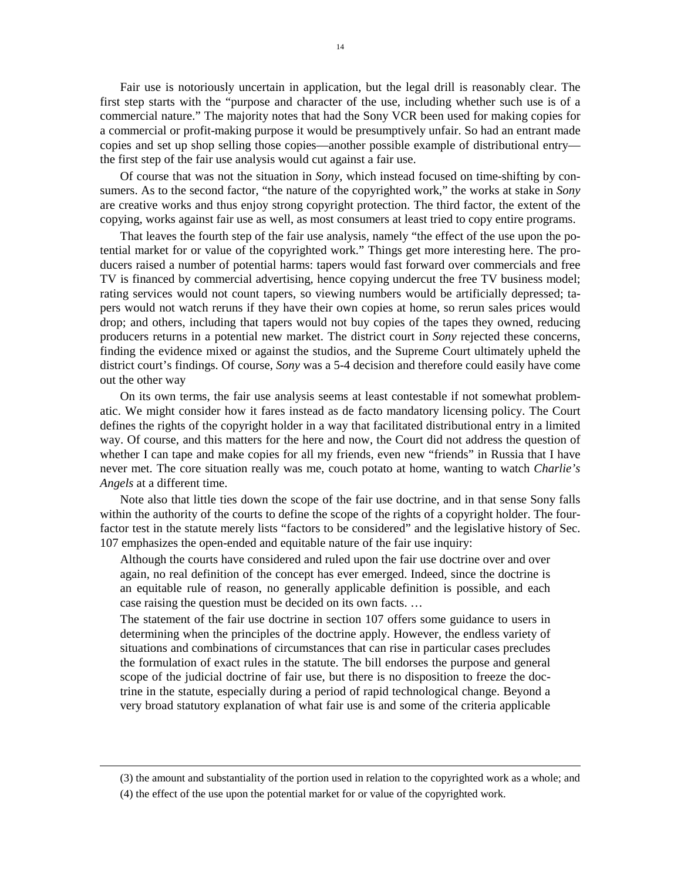Fair use is notoriously uncertain in application, but the legal drill is reasonably clear. The first step starts with the "purpose and character of the use, including whether such use is of a commercial nature." The majority notes that had the Sony VCR been used for making copies for a commercial or profit-making purpose it would be presumptively unfair. So had an entrant made copies and set up shop selling those copies—another possible example of distributional entry—the first step of the fair use analysis would cut against a fair use.

Of course that was not the situation in *Sony*, which instead focused on time-shifting by consumers. As to the second factor, "the nature of the copyrighted work," the works at stake in *Sony* are creative works and thus enjoy strong copyright protection. The third factor, the extent of the copying, works against fair use as well, as most consumers at least tried to copy entire programs.

That leaves the fourth step of the fair use analysis, namely "the effect of the use upon the potential market for or value of the copyrighted work." Things get more interesting here. The producers raised a number of potential harms: tapers would fast forward over commercials and free TV is financed by commercial advertising, hence copying undercut the free TV business model; rating services would not count tapers, so viewing numbers would be artificially depressed; tapers would not watch reruns if they have their own copies at home, so rerun sales prices would drop; and others, including that tapers would not buy copies of the tapes they owned, reducing producers returns in a potential new market. The district court in *Sony* rejected these concerns, finding the evidence mixed or against the studios, and the Supreme Court ultimately upheld the district court's findings. Of course, *Sony* was a 5-4 decision and therefore could easily have come out the other way

On its own terms, the fair use analysis seems at least contestable if not somewhat problematic. We might consider how it fares instead as de facto mandatory licensing policy. The Court defines the rights of the copyright holder in a way that facilitated distributional entry in a limited way. Of course, and this matters for the here and now, the Court did not address the question of whether I can tape and make copies for all my friends, even new "friends" in Russia that I have never met. The core situation really was me, couch potato at home, wanting to watch *Charlie's Angels* at a different time.

Note also that little ties down the scope of the fair use doctrine, and in that sense Sony falls within the authority of the courts to define the scope of the rights of a copyright holder. The four-factor test in the statute merely lists "factors to be considered" and the legislative history of Sec. 107 emphasizes the open-ended and equitable nature of the fair use inquiry:

> Although the courts have considered and ruled upon the fair use doctrine over and over again, no real definition of the concept has ever emerged. Indeed, since the doctrine is an equitable rule of reason, no generally applicable definition is possible, and each case raising the question must be decided on its own facts. …
>
> The statement of the fair use doctrine in section 107 offers some guidance to users in determining when the principles of the doctrine apply. However, the endless variety of situations and combinations of circumstances that can rise in particular cases precludes the formulation of exact rules in the statute. The bill endorses the purpose and general scope of the judicial doctrine of fair use, but there is no disposition to freeze the doctrine in the statute, especially during a period of rapid technological change. Beyond a very broad statutory explanation of what fair use is and some of the criteria applicable

---

(3) the amount and substantiality of the portion used in relation to the copyrighted work as a whole; and

(4) the effect of the use upon the potential market for or value of the copyrighted work.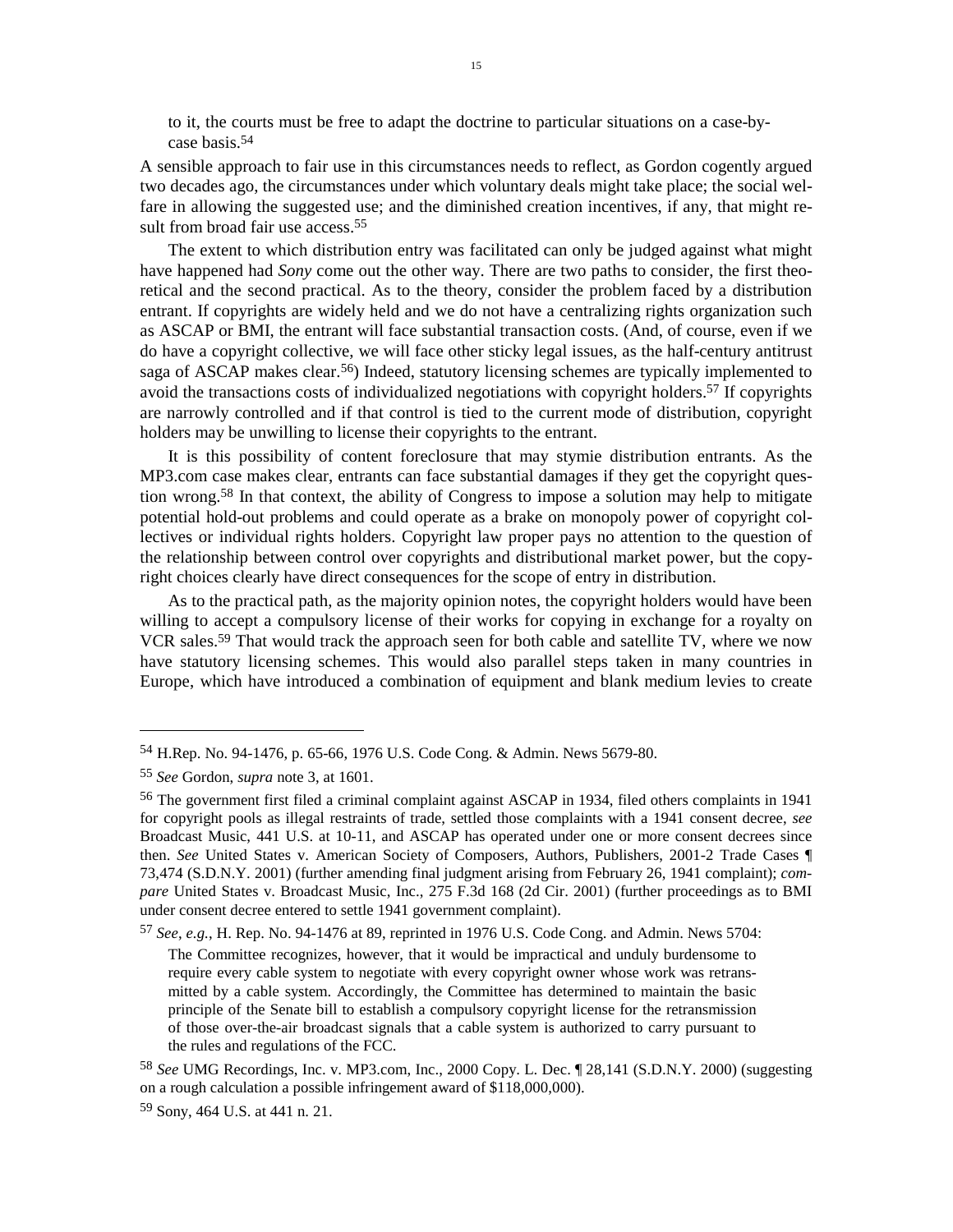to it, the courts must be free to adapt the doctrine to particular situations on a case-by-case basis.[54]

A sensible approach to fair use in this circumstances needs to reflect, as Gordon cogently argued two decades ago, the circumstances under which voluntary deals might take place; the social welfare in allowing the suggested use; and the diminished creation incentives, if any, that might result from broad fair use access.[55]

The extent to which distribution entry was facilitated can only be judged against what might have happened had *Sony* come out the other way. There are two paths to consider, the first theoretical and the second practical. As to the theory, consider the problem faced by a distribution entrant. If copyrights are widely held and we do not have a centralizing rights organization such as ASCAP or BMI, the entrant will face substantial transaction costs. (And, of course, even if we do have a copyright collective, we will face other sticky legal issues, as the half-century antitrust saga of ASCAP makes clear.[56]) Indeed, statutory licensing schemes are typically implemented to avoid the transactions costs of individualized negotiations with copyright holders.[57] If copyrights are narrowly controlled and if that control is tied to the current mode of distribution, copyright holders may be unwilling to license their copyrights to the entrant.

It is this possibility of content foreclosure that may stymie distribution entrants. As the MP3.com case makes clear, entrants can face substantial damages if they get the copyright question wrong.[58] In that context, the ability of Congress to impose a solution may help to mitigate potential hold-out problems and could operate as a brake on monopoly power of copyright collectives or individual rights holders. Copyright law proper pays no attention to the question of the relationship between control over copyrights and distributional market power, but the copyright choices clearly have direct consequences for the scope of entry in distribution.

As to the practical path, as the majority opinion notes, the copyright holders would have been willing to accept a compulsory license of their works for copying in exchange for a royalty on VCR sales.[59] That would track the approach seen for both cable and satellite TV, where we now have statutory licensing schemes. This would also parallel steps taken in many countries in Europe, which have introduced a combination of equipment and blank medium levies to create

---

[54] H.Rep. No. 94-1476, p. 65-66, 1976 U.S. Code Cong. & Admin. News 5679-80.

[55] *See* Gordon, *supra* note 3, at 1601.

[56] The government first filed a criminal complaint against ASCAP in 1934, filed others complaints in 1941 for copyright pools as illegal restraints of trade, settled those complaints with a 1941 consent decree, *see* Broadcast Music, 441 U.S. at 10-11, and ASCAP has operated under one or more consent decrees since then. *See* United States v. American Society of Composers, Authors, Publishers, 2001-2 Trade Cases ¶ 73,474 (S.D.N.Y. 2001) (further amending final judgment arising from February 26, 1941 complaint); *compare* United States v. Broadcast Music, Inc., 275 F.3d 168 (2d Cir. 2001) (further proceedings as to BMI under consent decree entered to settle 1941 government complaint).

[57] *See, e.g.*, H. Rep. No. 94-1476 at 89, reprinted in 1976 U.S. Code Cong. and Admin. News 5704:

> The Committee recognizes, however, that it would be impractical and unduly burdensome to require every cable system to negotiate with every copyright owner whose work was retransmitted by a cable system. Accordingly, the Committee has determined to maintain the basic principle of the Senate bill to establish a compulsory copyright license for the retransmission of those over-the-air broadcast signals that a cable system is authorized to carry pursuant to the rules and regulations of the FCC.

[58] *See* UMG Recordings, Inc. v. MP3.com, Inc., 2000 Copy. L. Dec. ¶ 28,141 (S.D.N.Y. 2000) (suggesting on a rough calculation a possible infringement award of $118,000,000).

[59] Sony, 464 U.S. at 441 n. 21.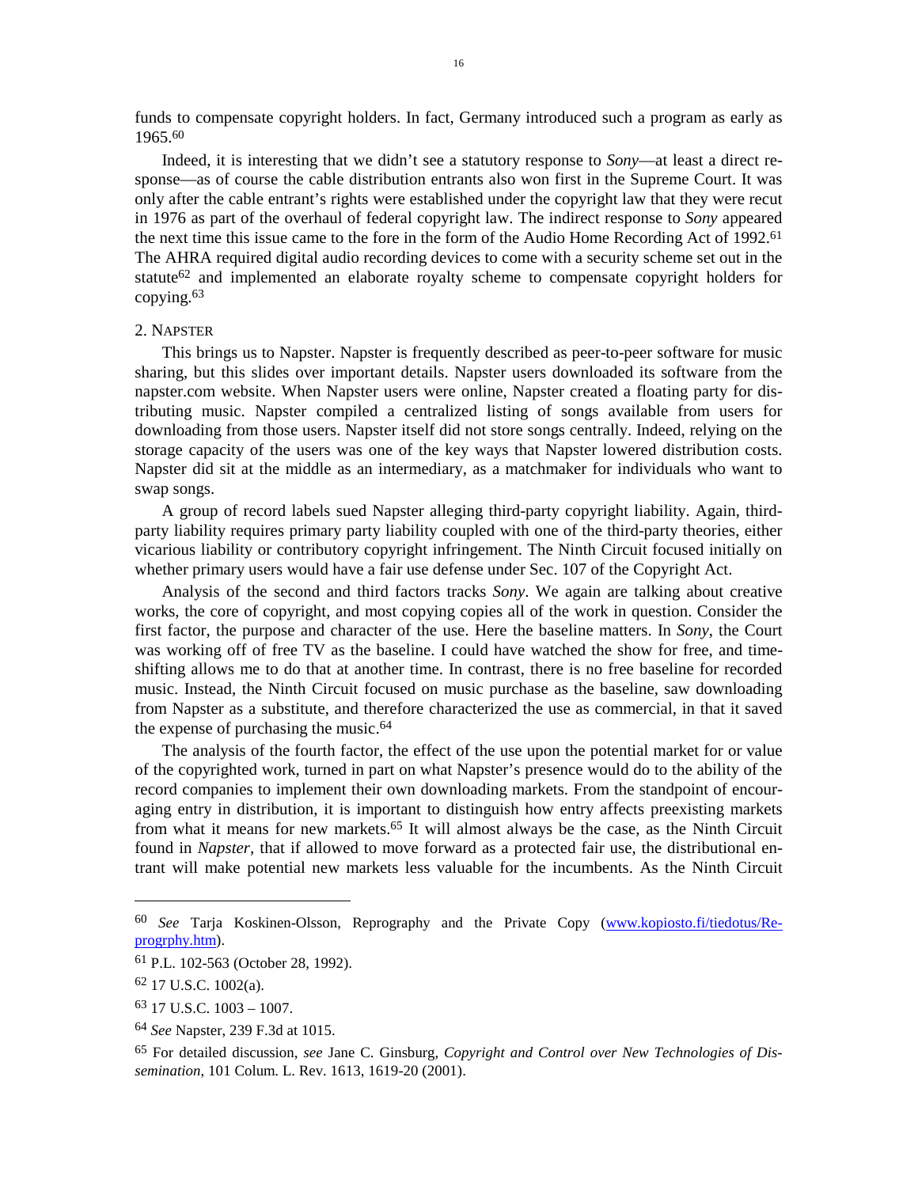funds to compensate copyright holders. In fact, Germany introduced such a program as early as 1965.[60]

Indeed, it is interesting that we didn't see a statutory response to *Sony*—at least a direct response—as of course the cable distribution entrants also won first in the Supreme Court. It was only after the cable entrant's rights were established under the copyright law that they were recut in 1976 as part of the overhaul of federal copyright law. The indirect response to *Sony* appeared the next time this issue came to the fore in the form of the Audio Home Recording Act of 1992.[61] The AHRA required digital audio recording devices to come with a security scheme set out in the statute[62] and implemented an elaborate royalty scheme to compensate copyright holders for copying.[63]

## 2. Napster

This brings us to Napster. Napster is frequently described as peer-to-peer software for music sharing, but this slides over important details. Napster users downloaded its software from the napster.com website. When Napster users were online, Napster created a floating party for distributing music. Napster compiled a centralized listing of songs available from users for downloading from those users. Napster itself did not store songs centrally. Indeed, relying on the storage capacity of the users was one of the key ways that Napster lowered distribution costs. Napster did sit at the middle as an intermediary, as a matchmaker for individuals who want to swap songs.

A group of record labels sued Napster alleging third-party copyright liability. Again, third-party liability requires primary party liability coupled with one of the third-party theories, either vicarious liability or contributory copyright infringement. The Ninth Circuit focused initially on whether primary users would have a fair use defense under Sec. 107 of the Copyright Act.

Analysis of the second and third factors tracks *Sony*. We again are talking about creative works, the core of copyright, and most copying copies all of the work in question. Consider the first factor, the purpose and character of the use. Here the baseline matters. In *Sony*, the Court was working off of free TV as the baseline. I could have watched the show for free, and time-shifting allows me to do that at another time. In contrast, there is no free baseline for recorded music. Instead, the Ninth Circuit focused on music purchase as the baseline, saw downloading from Napster as a substitute, and therefore characterized the use as commercial, in that it saved the expense of purchasing the music.[64]

The analysis of the fourth factor, the effect of the use upon the potential market for or value of the copyrighted work, turned in part on what Napster's presence would do to the ability of the record companies to implement their own downloading markets. From the standpoint of encouraging entry in distribution, it is important to distinguish how entry affects preexisting markets from what it means for new markets.[65] It will almost always be the case, as the Ninth Circuit found in *Napster*, that if allowed to move forward as a protected fair use, the distributional entrant will make potential new markets less valuable for the incumbents. As the Ninth Circuit

---

[60] *See* Tarja Koskinen-Olsson, Reprography and the Private Copy (www.kopiosto.fi/tiedotus/Reprogrphy.htm).

[61] P.L. 102-563 (October 28, 1992).

[62] 17 U.S.C. 1002(a).

[63] 17 U.S.C. 1003 – 1007.

[64] *See* Napster, 239 F.3d at 1015.

[65] For detailed discussion, *see* Jane C. Ginsburg, *Copyright and Control over New Technologies of Dissemination*, 101 Colum. L. Rev. 1613, 1619-20 (2001).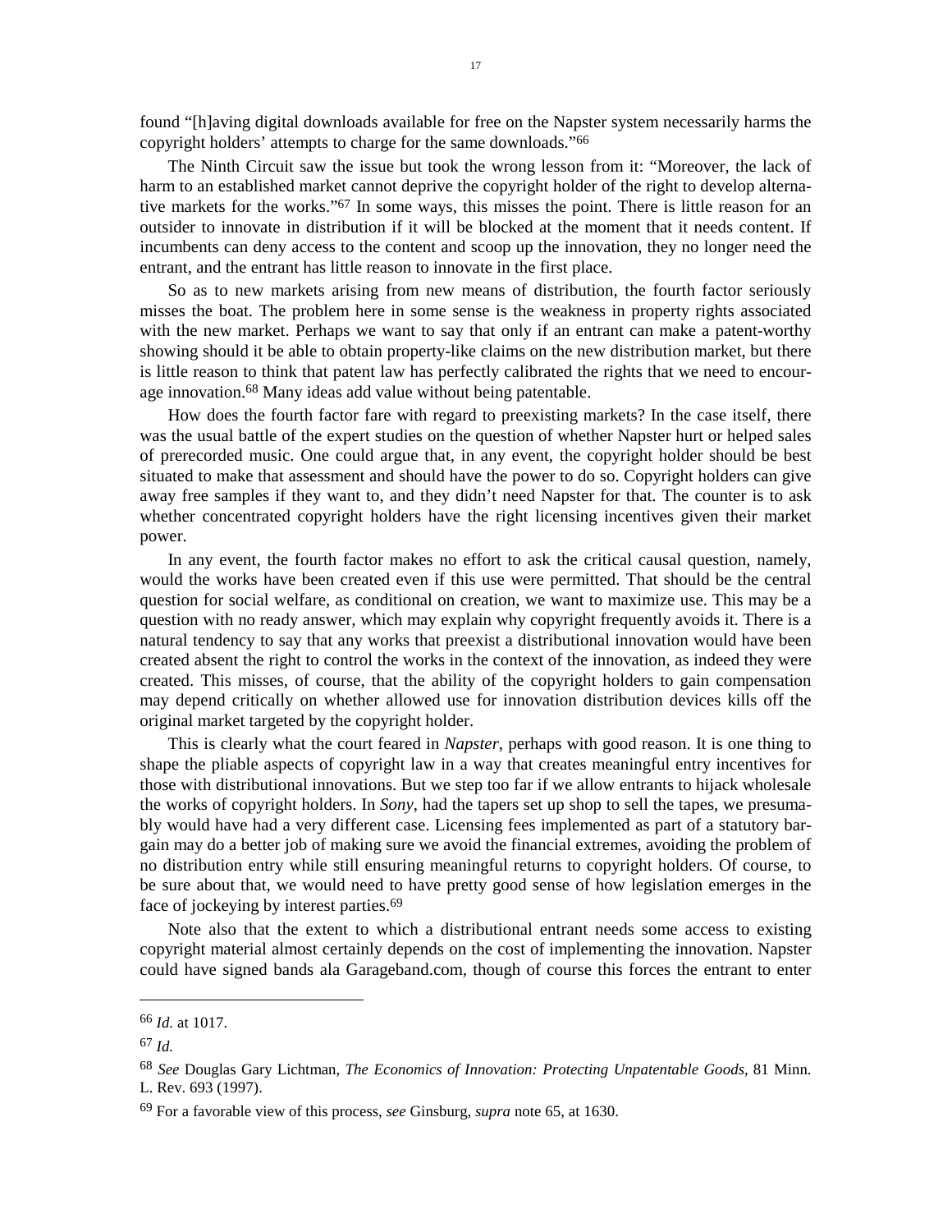found "[h]aving digital downloads available for free on the Napster system necessarily harms the copyright holders' attempts to charge for the same downloads."[66]

The Ninth Circuit saw the issue but took the wrong lesson from it: "Moreover, the lack of harm to an established market cannot deprive the copyright holder of the right to develop alternative markets for the works."[67] In some ways, this misses the point. There is little reason for an outsider to innovate in distribution if it will be blocked at the moment that it needs content. If incumbents can deny access to the content and scoop up the innovation, they no longer need the entrant, and the entrant has little reason to innovate in the first place.

So as to new markets arising from new means of distribution, the fourth factor seriously misses the boat. The problem here in some sense is the weakness in property rights associated with the new market. Perhaps we want to say that only if an entrant can make a patent-worthy showing should it be able to obtain property-like claims on the new distribution market, but there is little reason to think that patent law has perfectly calibrated the rights that we need to encourage innovation.[68] Many ideas add value without being patentable.

How does the fourth factor fare with regard to preexisting markets? In the case itself, there was the usual battle of the expert studies on the question of whether Napster hurt or helped sales of prerecorded music. One could argue that, in any event, the copyright holder should be best situated to make that assessment and should have the power to do so. Copyright holders can give away free samples if they want to, and they didn't need Napster for that. The counter is to ask whether concentrated copyright holders have the right licensing incentives given their market power.

In any event, the fourth factor makes no effort to ask the critical causal question, namely, would the works have been created even if this use were permitted. That should be the central question for social welfare, as conditional on creation, we want to maximize use. This may be a question with no ready answer, which may explain why copyright frequently avoids it. There is a natural tendency to say that any works that preexist a distributional innovation would have been created absent the right to control the works in the context of the innovation, as indeed they were created. This misses, of course, that the ability of the copyright holders to gain compensation may depend critically on whether allowed use for innovation distribution devices kills off the original market targeted by the copyright holder.

This is clearly what the court feared in *Napster*, perhaps with good reason. It is one thing to shape the pliable aspects of copyright law in a way that creates meaningful entry incentives for those with distributional innovations. But we step too far if we allow entrants to hijack wholesale the works of copyright holders. In *Sony*, had the tapers set up shop to sell the tapes, we presumably would have had a very different case. Licensing fees implemented as part of a statutory bargain may do a better job of making sure we avoid the financial extremes, avoiding the problem of no distribution entry while still ensuring meaningful returns to copyright holders. Of course, to be sure about that, we would need to have pretty good sense of how legislation emerges in the face of jockeying by interest parties.[69]

Note also that the extent to which a distributional entrant needs some access to existing copyright material almost certainly depends on the cost of implementing the innovation. Napster could have signed bands ala Garageband.com, though of course this forces the entrant to enter

---

[66] *Id.* at 1017.

[67] *Id.*

[68] *See* Douglas Gary Lichtman, *The Economics of Innovation: Protecting Unpatentable Goods*, 81 Minn. L. Rev. 693 (1997).

[69] For a favorable view of this process, *see* Ginsburg, *supra* note 65, at 1630.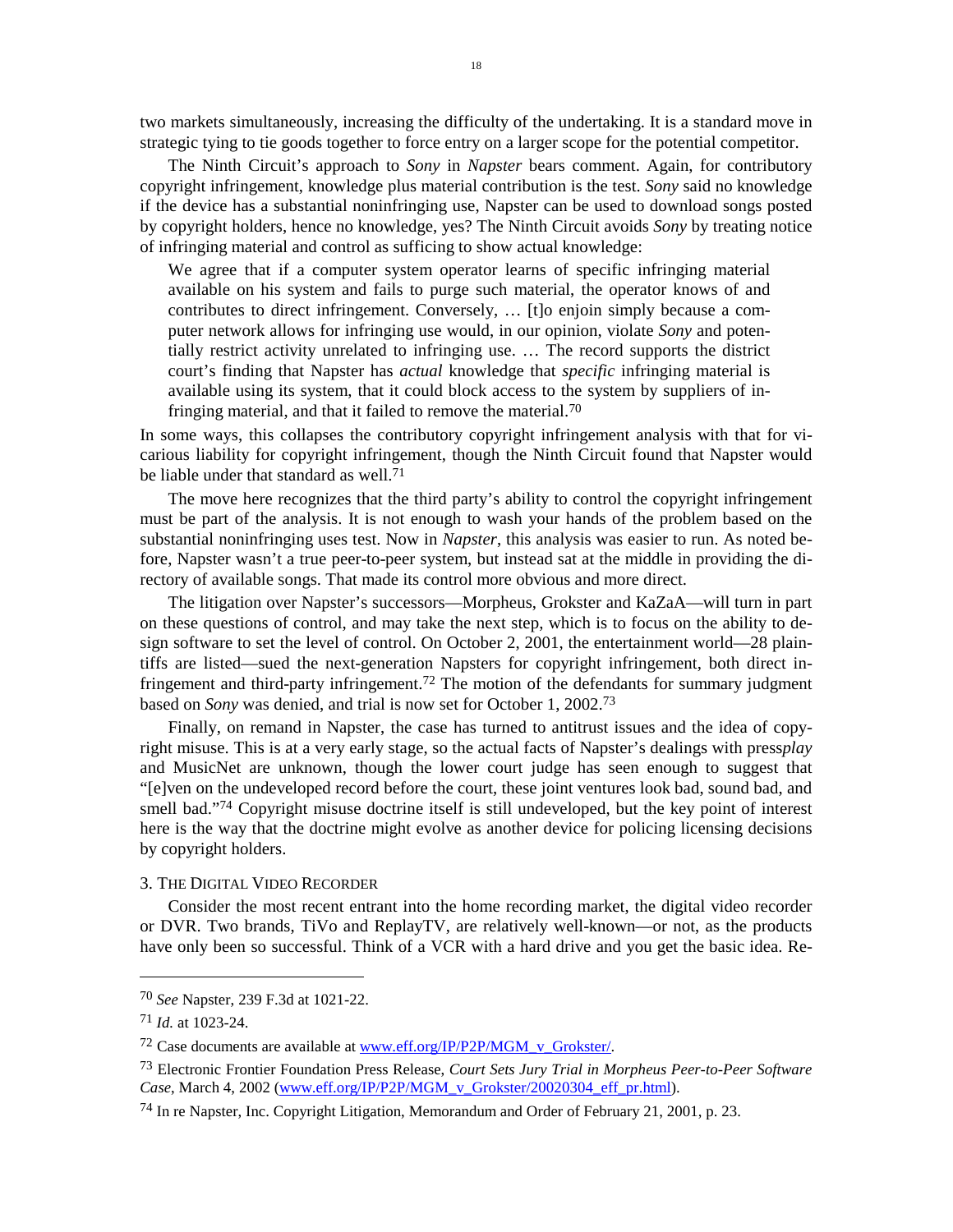two markets simultaneously, increasing the difficulty of the undertaking. It is a standard move in strategic tying to tie goods together to force entry on a larger scope for the potential competitor.

The Ninth Circuit's approach to *Sony* in *Napster* bears comment. Again, for contributory copyright infringement, knowledge plus material contribution is the test. *Sony* said no knowledge if the device has a substantial noninfringing use, Napster can be used to download songs posted by copyright holders, hence no knowledge, yes? The Ninth Circuit avoids *Sony* by treating notice of infringing material and control as sufficing to show actual knowledge:

> We agree that if a computer system operator learns of specific infringing material available on his system and fails to purge such material, the operator knows of and contributes to direct infringement. Conversely, … [t]o enjoin simply because a computer network allows for infringing use would, in our opinion, violate *Sony* and potentially restrict activity unrelated to infringing use. … The record supports the district court's finding that Napster has *actual* knowledge that *specific* infringing material is available using its system, that it could block access to the system by suppliers of infringing material, and that it failed to remove the material.[70]

In some ways, this collapses the contributory copyright infringement analysis with that for vicarious liability for copyright infringement, though the Ninth Circuit found that Napster would be liable under that standard as well.[71]

The move here recognizes that the third party's ability to control the copyright infringement must be part of the analysis. It is not enough to wash your hands of the problem based on the substantial noninfringing uses test. Now in *Napster*, this analysis was easier to run. As noted before, Napster wasn't a true peer-to-peer system, but instead sat at the middle in providing the directory of available songs. That made its control more obvious and more direct.

The litigation over Napster's successors—Morpheus, Grokster and KaZaA—will turn in part on these questions of control, and may take the next step, which is to focus on the ability to design software to set the level of control. On October 2, 2001, the entertainment world—28 plaintiffs are listed—sued the next-generation Napsters for copyright infringement, both direct infringement and third-party infringement.[72] The motion of the defendants for summary judgment based on *Sony* was denied, and trial is now set for October 1, 2002.[73]

Finally, on remand in Napster, the case has turned to antitrust issues and the idea of copyright misuse. This is at a very early stage, so the actual facts of Napster's dealings with press*play* and MusicNet are unknown, though the lower court judge has seen enough to suggest that "[e]ven on the undeveloped record before the court, these joint ventures look bad, sound bad, and smell bad."[74] Copyright misuse doctrine itself is still undeveloped, but the key point of interest here is the way that the doctrine might evolve as another device for policing licensing decisions by copyright holders.

### 3. The Digital Video Recorder

Consider the most recent entrant into the home recording market, the digital video recorder or DVR. Two brands, TiVo and ReplayTV, are relatively well-known—or not, as the products have only been so successful. Think of a VCR with a hard drive and you get the basic idea. Re-

---

[70] *See* Napster, 239 F.3d at 1021-22.

[71] *Id.* at 1023-24.

[72] Case documents are available at www.eff.org/IP/P2P/MGM_v_Grokster/.

[73] Electronic Frontier Foundation Press Release, *Court Sets Jury Trial in Morpheus Peer-to-Peer Software Case*, March 4, 2002 (www.eff.org/IP/P2P/MGM_v_Grokster/20020304_eff_pr.html).

[74] In re Napster, Inc. Copyright Litigation, Memorandum and Order of February 21, 2001, p. 23.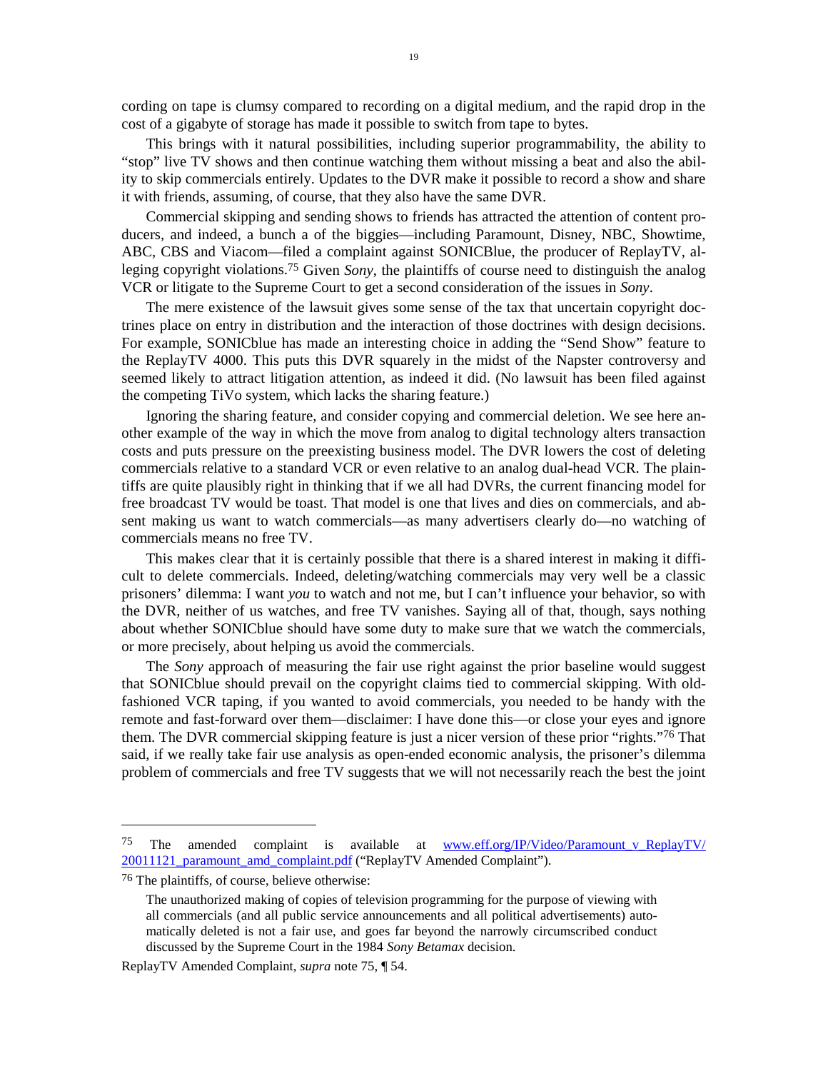cording on tape is clumsy compared to recording on a digital medium, and the rapid drop in the cost of a gigabyte of storage has made it possible to switch from tape to bytes.

This brings with it natural possibilities, including superior programmability, the ability to "stop" live TV shows and then continue watching them without missing a beat and also the ability to skip commercials entirely. Updates to the DVR make it possible to record a show and share it with friends, assuming, of course, that they also have the same DVR.

Commercial skipping and sending shows to friends has attracted the attention of content producers, and indeed, a bunch a of the biggies—including Paramount, Disney, NBC, Showtime, ABC, CBS and Viacom—filed a complaint against SONICBlue, the producer of ReplayTV, alleging copyright violations.[75] Given *Sony*, the plaintiffs of course need to distinguish the analog VCR or litigate to the Supreme Court to get a second consideration of the issues in *Sony*.

The mere existence of the lawsuit gives some sense of the tax that uncertain copyright doctrines place on entry in distribution and the interaction of those doctrines with design decisions. For example, SONICblue has made an interesting choice in adding the "Send Show" feature to the ReplayTV 4000. This puts this DVR squarely in the midst of the Napster controversy and seemed likely to attract litigation attention, as indeed it did. (No lawsuit has been filed against the competing TiVo system, which lacks the sharing feature.)

Ignoring the sharing feature, and consider copying and commercial deletion. We see here another example of the way in which the move from analog to digital technology alters transaction costs and puts pressure on the preexisting business model. The DVR lowers the cost of deleting commercials relative to a standard VCR or even relative to an analog dual-head VCR. The plaintiffs are quite plausibly right in thinking that if we all had DVRs, the current financing model for free broadcast TV would be toast. That model is one that lives and dies on commercials, and absent making us want to watch commercials—as many advertisers clearly do—no watching of commercials means no free TV.

This makes clear that it is certainly possible that there is a shared interest in making it difficult to delete commercials. Indeed, deleting/watching commercials may very well be a classic prisoners' dilemma: I want *you* to watch and not me, but I can't influence your behavior, so with the DVR, neither of us watches, and free TV vanishes. Saying all of that, though, says nothing about whether SONICblue should have some duty to make sure that we watch the commercials, or more precisely, about helping us avoid the commercials.

The *Sony* approach of measuring the fair use right against the prior baseline would suggest that SONICblue should prevail on the copyright claims tied to commercial skipping. With old-fashioned VCR taping, if you wanted to avoid commercials, you needed to be handy with the remote and fast-forward over them—disclaimer: I have done this—or close your eyes and ignore them. The DVR commercial skipping feature is just a nicer version of these prior "rights."[76] That said, if we really take fair use analysis as open-ended economic analysis, the prisoner's dilemma problem of commercials and free TV suggests that we will not necessarily reach the best the joint

---

[75] The amended complaint is available at www.eff.org/IP/Video/Paramount_v_ReplayTV/20011121_paramount_amd_complaint.pdf ("ReplayTV Amended Complaint").

[76] The plaintiffs, of course, believe otherwise:

> The unauthorized making of copies of television programming for the purpose of viewing with all commercials (and all public service announcements and all political advertisements) automatically deleted is not a fair use, and goes far beyond the narrowly circumscribed conduct discussed by the Supreme Court in the 1984 *Sony Betamax* decision.

ReplayTV Amended Complaint, *supra* note 75, ¶ 54.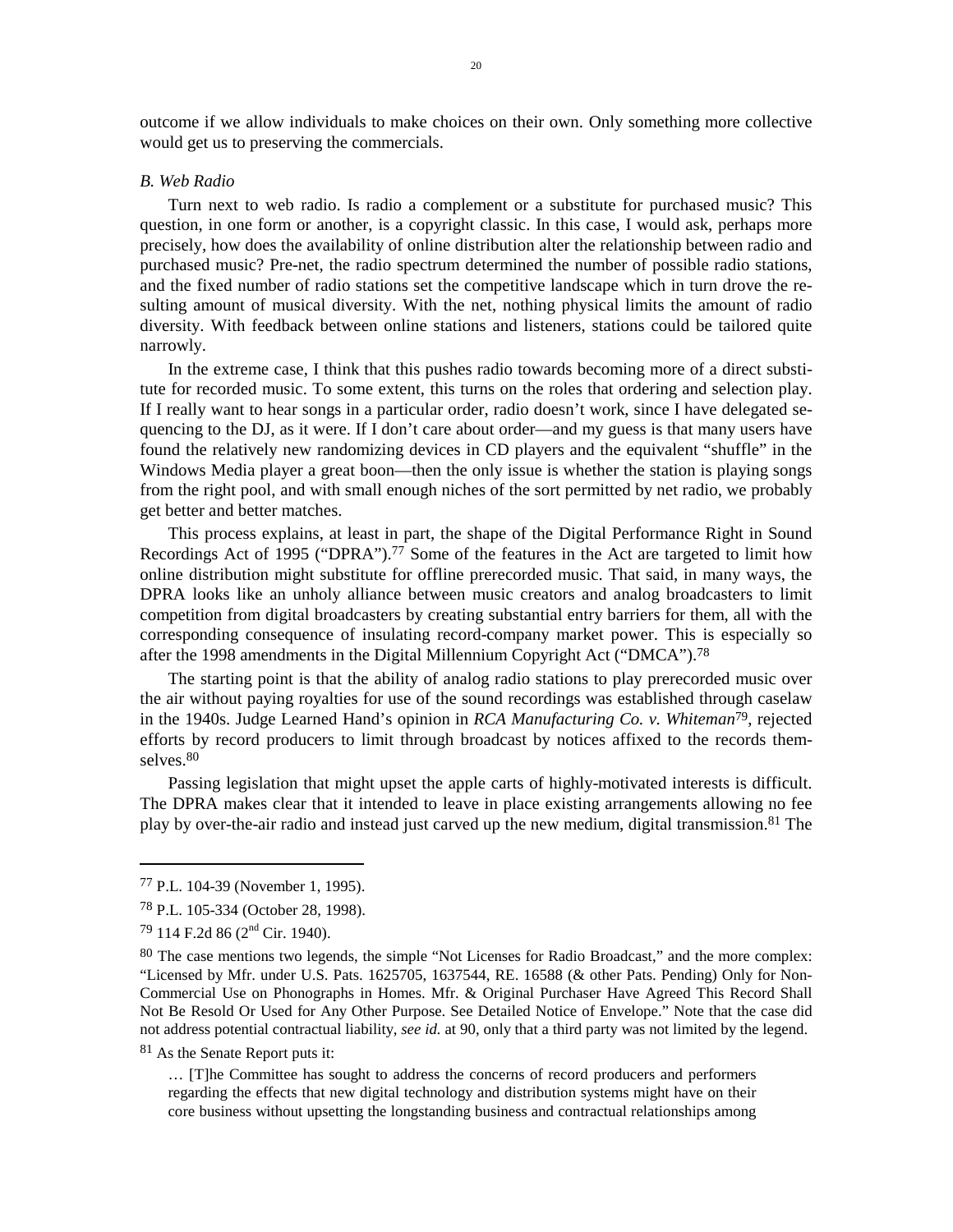outcome if we allow individuals to make choices on their own. Only something more collective would get us to preserving the commercials.

### *B. Web Radio*

Turn next to web radio. Is radio a complement or a substitute for purchased music? This question, in one form or another, is a copyright classic. In this case, I would ask, perhaps more precisely, how does the availability of online distribution alter the relationship between radio and purchased music? Pre-net, the radio spectrum determined the number of possible radio stations, and the fixed number of radio stations set the competitive landscape which in turn drove the resulting amount of musical diversity. With the net, nothing physical limits the amount of radio diversity. With feedback between online stations and listeners, stations could be tailored quite narrowly.

In the extreme case, I think that this pushes radio towards becoming more of a direct substitute for recorded music. To some extent, this turns on the roles that ordering and selection play. If I really want to hear songs in a particular order, radio doesn't work, since I have delegated sequencing to the DJ, as it were. If I don't care about order—and my guess is that many users have found the relatively new randomizing devices in CD players and the equivalent "shuffle" in the Windows Media player a great boon—then the only issue is whether the station is playing songs from the right pool, and with small enough niches of the sort permitted by net radio, we probably get better and better matches.

This process explains, at least in part, the shape of the Digital Performance Right in Sound Recordings Act of 1995 ("DPRA").[77] Some of the features in the Act are targeted to limit how online distribution might substitute for offline prerecorded music. That said, in many ways, the DPRA looks like an unholy alliance between music creators and analog broadcasters to limit competition from digital broadcasters by creating substantial entry barriers for them, all with the corresponding consequence of insulating record-company market power. This is especially so after the 1998 amendments in the Digital Millennium Copyright Act ("DMCA").[78]

The starting point is that the ability of analog radio stations to play prerecorded music over the air without paying royalties for use of the sound recordings was established through caselaw in the 1940s. Judge Learned Hand's opinion in *RCA Manufacturing Co. v. Whiteman*[79], rejected efforts by record producers to limit through broadcast by notices affixed to the records themselves.[80]

Passing legislation that might upset the apple carts of highly-motivated interests is difficult. The DPRA makes clear that it intended to leave in place existing arrangements allowing no fee play by over-the-air radio and instead just carved up the new medium, digital transmission.[81] The

---

[77] P.L. 104-39 (November 1, 1995).

[78] P.L. 105-334 (October 28, 1998).

[79] 114 F.2d 86 (2nd Cir. 1940).

[80] The case mentions two legends, the simple "Not Licenses for Radio Broadcast," and the more complex: "Licensed by Mfr. under U.S. Pats. 1625705, 1637544, RE. 16588 (& other Pats. Pending) Only for Non-Commercial Use on Phonographs in Homes. Mfr. & Original Purchaser Have Agreed This Record Shall Not Be Resold Or Used for Any Other Purpose. See Detailed Notice of Envelope." Note that the case did not address potential contractual liability, *see id.* at 90, only that a third party was not limited by the legend.

[81] As the Senate Report puts it:

> … [T]he Committee has sought to address the concerns of record producers and performers regarding the effects that new digital technology and distribution systems might have on their core business without upsetting the longstanding business and contractual relationships among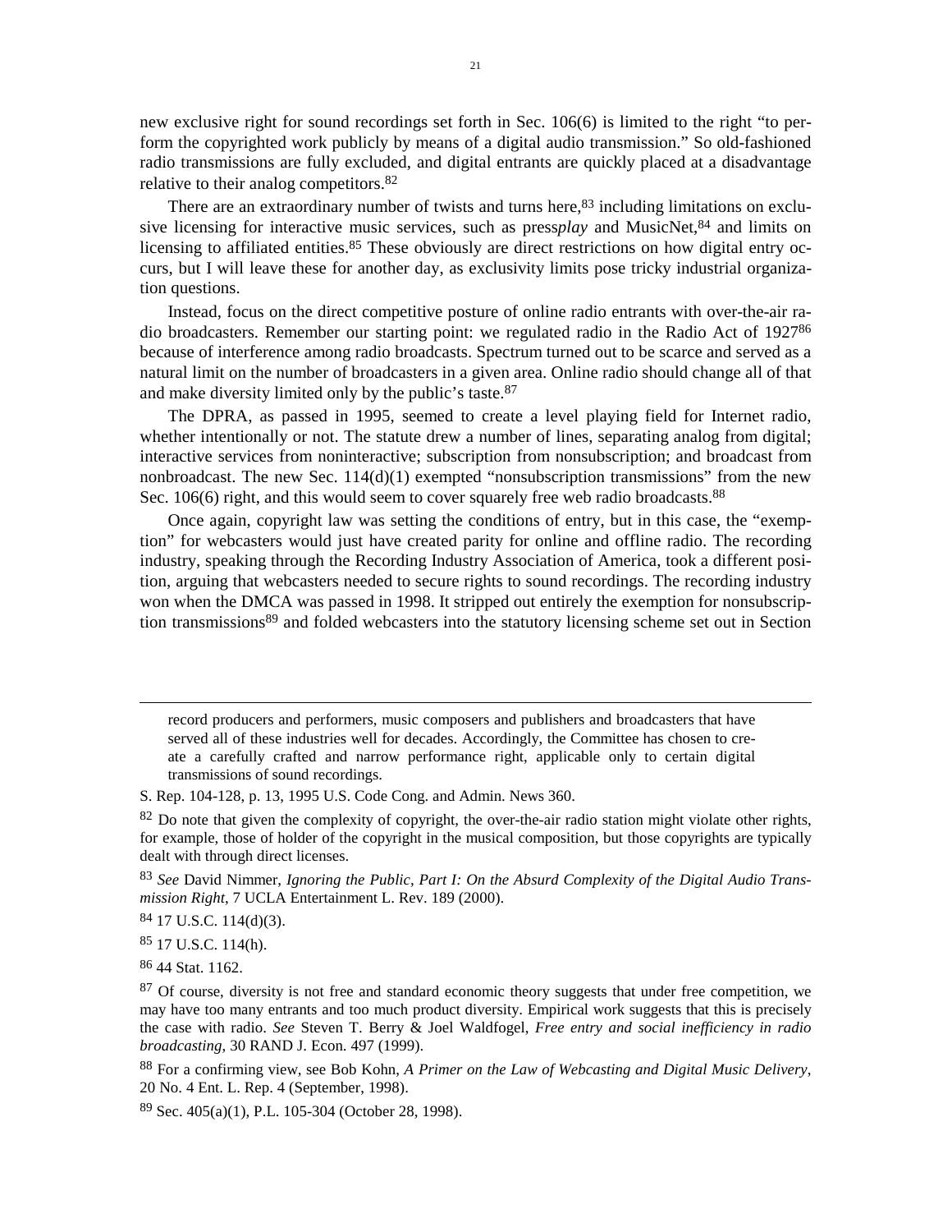new exclusive right for sound recordings set forth in Sec. 106(6) is limited to the right "to perform the copyrighted work publicly by means of a digital audio transmission." So old-fashioned radio transmissions are fully excluded, and digital entrants are quickly placed at a disadvantage relative to their analog competitors.[82]

There are an extraordinary number of twists and turns here,[83] including limitations on exclusive licensing for interactive music services, such as press*play* and MusicNet,[84] and limits on licensing to affiliated entities.[85] These obviously are direct restrictions on how digital entry occurs, but I will leave these for another day, as exclusivity limits pose tricky industrial organization questions.

Instead, focus on the direct competitive posture of online radio entrants with over-the-air radio broadcasters. Remember our starting point: we regulated radio in the Radio Act of 1927[86] because of interference among radio broadcasts. Spectrum turned out to be scarce and served as a natural limit on the number of broadcasters in a given area. Online radio should change all of that and make diversity limited only by the public's taste.[87]

The DPRA, as passed in 1995, seemed to create a level playing field for Internet radio, whether intentionally or not. The statute drew a number of lines, separating analog from digital; interactive services from noninteractive; subscription from nonsubscription; and broadcast from nonbroadcast. The new Sec. 114(d)(1) exempted "nonsubscription transmissions" from the new Sec. 106(6) right, and this would seem to cover squarely free web radio broadcasts.[88]

Once again, copyright law was setting the conditions of entry, but in this case, the "exemption" for webcasters would just have created parity for online and offline radio. The recording industry, speaking through the Recording Industry Association of America, took a different position, arguing that webcasters needed to secure rights to sound recordings. The recording industry won when the DMCA was passed in 1998. It stripped out entirely the exemption for nonsubscription transmissions[89] and folded webcasters into the statutory licensing scheme set out in Section

---

> record producers and performers, music composers and publishers and broadcasters that have served all of these industries well for decades. Accordingly, the Committee has chosen to create a carefully crafted and narrow performance right, applicable only to certain digital transmissions of sound recordings.

S. Rep. 104-128, p. 13, 1995 U.S. Code Cong. and Admin. News 360.

[82] Do note that given the complexity of copyright, the over-the-air radio station might violate other rights, for example, those of holder of the copyright in the musical composition, but those copyrights are typically dealt with through direct licenses.

[83] *See* David Nimmer, *Ignoring the Public, Part I: On the Absurd Complexity of the Digital Audio Transmission Right*, 7 UCLA Entertainment L. Rev. 189 (2000).

[84] 17 U.S.C. 114(d)(3).

[85] 17 U.S.C. 114(h).

[86] 44 Stat. 1162.

[87] Of course, diversity is not free and standard economic theory suggests that under free competition, we may have too many entrants and too much product diversity. Empirical work suggests that this is precisely the case with radio. *See* Steven T. Berry & Joel Waldfogel, *Free entry and social inefficiency in radio broadcasting*, 30 RAND J. Econ. 497 (1999).

[88] For a confirming view, see Bob Kohn, *A Primer on the Law of Webcasting and Digital Music Delivery*, 20 No. 4 Ent. L. Rep. 4 (September, 1998).

[89] Sec. 405(a)(1), P.L. 105-304 (October 28, 1998).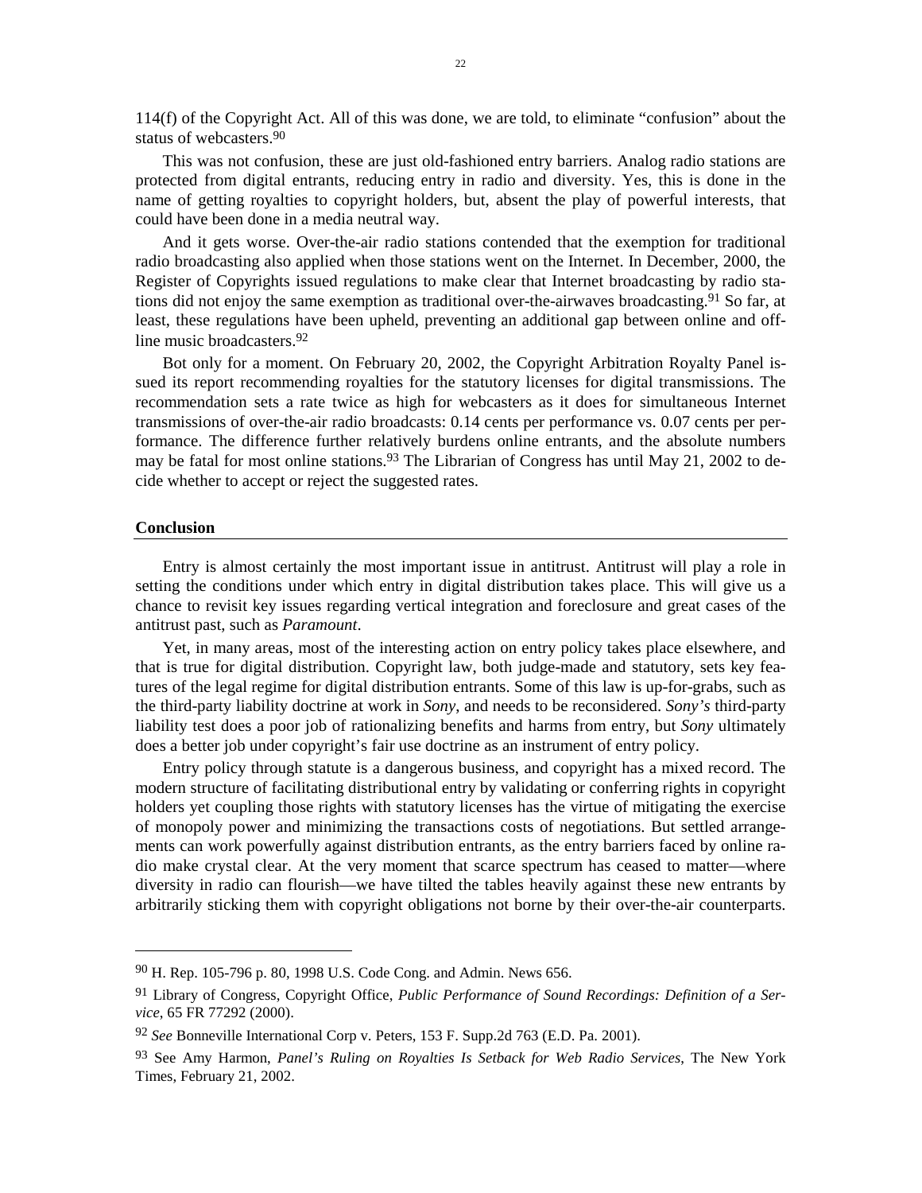114(f) of the Copyright Act. All of this was done, we are told, to eliminate "confusion" about the status of webcasters.[90]

This was not confusion, these are just old-fashioned entry barriers. Analog radio stations are protected from digital entrants, reducing entry in radio and diversity. Yes, this is done in the name of getting royalties to copyright holders, but, absent the play of powerful interests, that could have been done in a media neutral way.

And it gets worse. Over-the-air radio stations contended that the exemption for traditional radio broadcasting also applied when those stations went on the Internet. In December, 2000, the Register of Copyrights issued regulations to make clear that Internet broadcasting by radio stations did not enjoy the same exemption as traditional over-the-airwaves broadcasting.[91] So far, at least, these regulations have been upheld, preventing an additional gap between online and offline music broadcasters.[92]

Bot only for a moment. On February 20, 2002, the Copyright Arbitration Royalty Panel issued its report recommending royalties for the statutory licenses for digital transmissions. The recommendation sets a rate twice as high for webcasters as it does for simultaneous Internet transmissions of over-the-air radio broadcasts: 0.14 cents per performance vs. 0.07 cents per performance. The difference further relatively burdens online entrants, and the absolute numbers may be fatal for most online stations.[93] The Librarian of Congress has until May 21, 2002 to decide whether to accept or reject the suggested rates.

## Conclusion

Entry is almost certainly the most important issue in antitrust. Antitrust will play a role in setting the conditions under which entry in digital distribution takes place. This will give us a chance to revisit key issues regarding vertical integration and foreclosure and great cases of the antitrust past, such as *Paramount*.

Yet, in many areas, most of the interesting action on entry policy takes place elsewhere, and that is true for digital distribution. Copyright law, both judge-made and statutory, sets key features of the legal regime for digital distribution entrants. Some of this law is up-for-grabs, such as the third-party liability doctrine at work in *Sony*, and needs to be reconsidered. *Sony's* third-party liability test does a poor job of rationalizing benefits and harms from entry, but *Sony* ultimately does a better job under copyright's fair use doctrine as an instrument of entry policy.

Entry policy through statute is a dangerous business, and copyright has a mixed record. The modern structure of facilitating distributional entry by validating or conferring rights in copyright holders yet coupling those rights with statutory licenses has the virtue of mitigating the exercise of monopoly power and minimizing the transactions costs of negotiations. But settled arrangements can work powerfully against distribution entrants, as the entry barriers faced by online radio make crystal clear. At the very moment that scarce spectrum has ceased to matter—where diversity in radio can flourish—we have tilted the tables heavily against these new entrants by arbitrarily sticking them with copyright obligations not borne by their over-the-air counterparts.

---

[90] H. Rep. 105-796 p. 80, 1998 U.S. Code Cong. and Admin. News 656.

[91] Library of Congress, Copyright Office, *Public Performance of Sound Recordings: Definition of a Service*, 65 FR 77292 (2000).

[92] *See* Bonneville International Corp v. Peters, 153 F. Supp.2d 763 (E.D. Pa. 2001).

[93] See Amy Harmon, *Panel's Ruling on Royalties Is Setback for Web Radio Services*, The New York Times, February 21, 2002.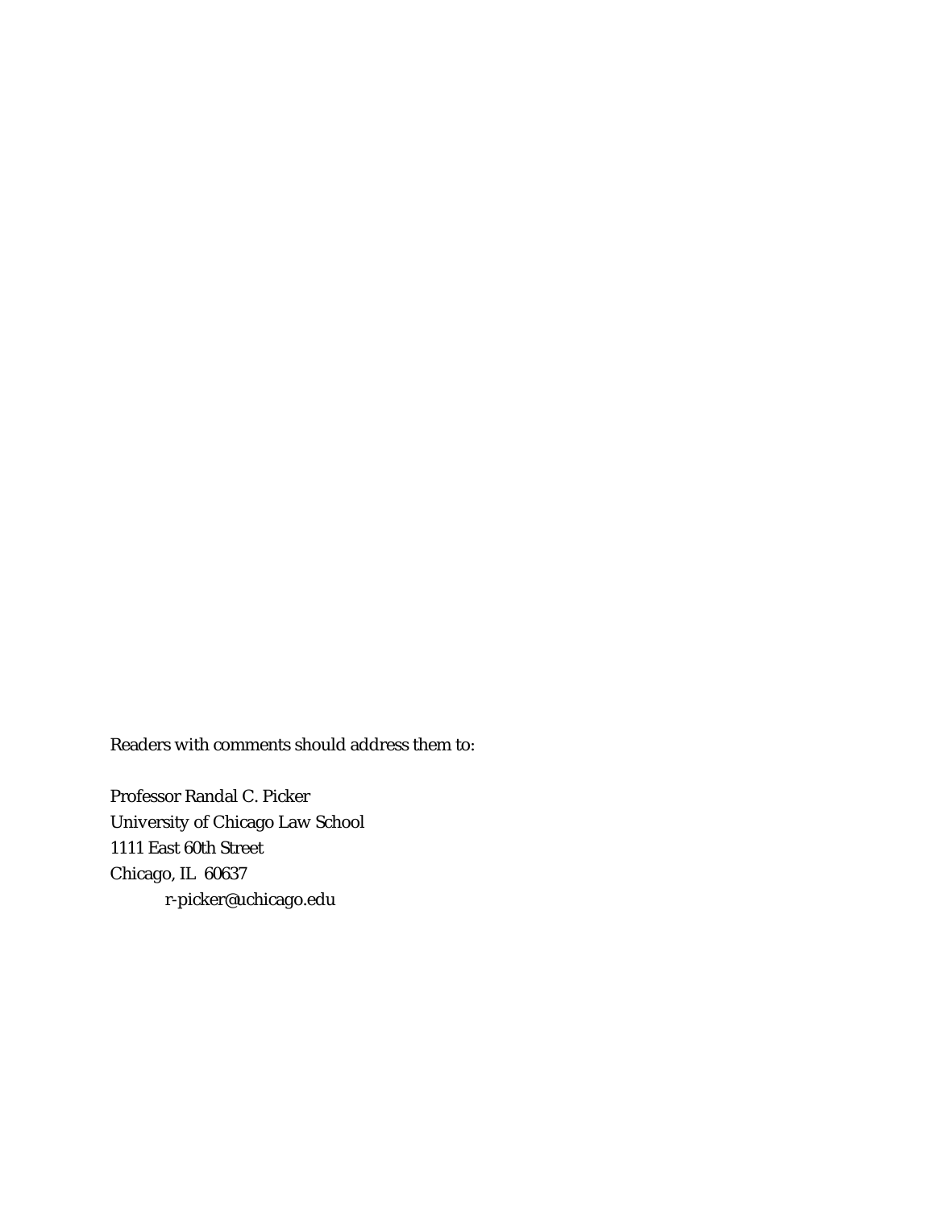Readers with comments should address them to:

Professor Randal C. Picker
University of Chicago Law School
1111 East 60th Street
Chicago, IL 60637
r-picker@uchicago.edu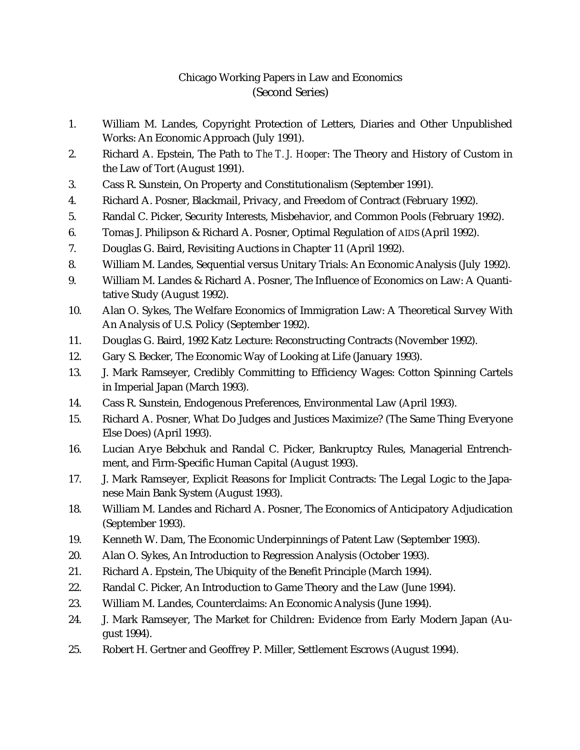# Chicago Working Papers in Law and Economics
## (Second Series)

1. William M. Landes, Copyright Protection of Letters, Diaries and Other Unpublished Works: An Economic Approach (July 1991).
2. Richard A. Epstein, The Path to *The T. J. Hooper*: The Theory and History of Custom in the Law of Tort (August 1991).
3. Cass R. Sunstein, On Property and Constitutionalism (September 1991).
4. Richard A. Posner, Blackmail, Privacy, and Freedom of Contract (February 1992).
5. Randal C. Picker, Security Interests, Misbehavior, and Common Pools (February 1992).
6. Tomas J. Philipson & Richard A. Posner, Optimal Regulation of AIDS (April 1992).
7. Douglas G. Baird, Revisiting Auctions in Chapter 11 (April 1992).
8. William M. Landes, Sequential versus Unitary Trials: An Economic Analysis (July 1992).
9. William M. Landes & Richard A. Posner, The Influence of Economics on Law: A Quantitative Study (August 1992).
10. Alan O. Sykes, The Welfare Economics of Immigration Law: A Theoretical Survey With An Analysis of U.S. Policy (September 1992).
11. Douglas G. Baird, 1992 Katz Lecture: Reconstructing Contracts (November 1992).
12. Gary S. Becker, The Economic Way of Looking at Life (January 1993).
13. J. Mark Ramseyer, Credibly Committing to Efficiency Wages: Cotton Spinning Cartels in Imperial Japan (March 1993).
14. Cass R. Sunstein, Endogenous Preferences, Environmental Law (April 1993).
15. Richard A. Posner, What Do Judges and Justices Maximize? (The Same Thing Everyone Else Does) (April 1993).
16. Lucian Arye Bebchuk and Randal C. Picker, Bankruptcy Rules, Managerial Entrenchment, and Firm-Specific Human Capital (August 1993).
17. J. Mark Ramseyer, Explicit Reasons for Implicit Contracts: The Legal Logic to the Japanese Main Bank System (August 1993).
18. William M. Landes and Richard A. Posner, The Economics of Anticipatory Adjudication (September 1993).
19. Kenneth W. Dam, The Economic Underpinnings of Patent Law (September 1993).
20. Alan O. Sykes, An Introduction to Regression Analysis (October 1993).
21. Richard A. Epstein, The Ubiquity of the Benefit Principle (March 1994).
22. Randal C. Picker, An Introduction to Game Theory and the Law (June 1994).
23. William M. Landes, Counterclaims: An Economic Analysis (June 1994).
24. J. Mark Ramseyer, The Market for Children: Evidence from Early Modern Japan (August 1994).
25. Robert H. Gertner and Geoffrey P. Miller, Settlement Escrows (August 1994).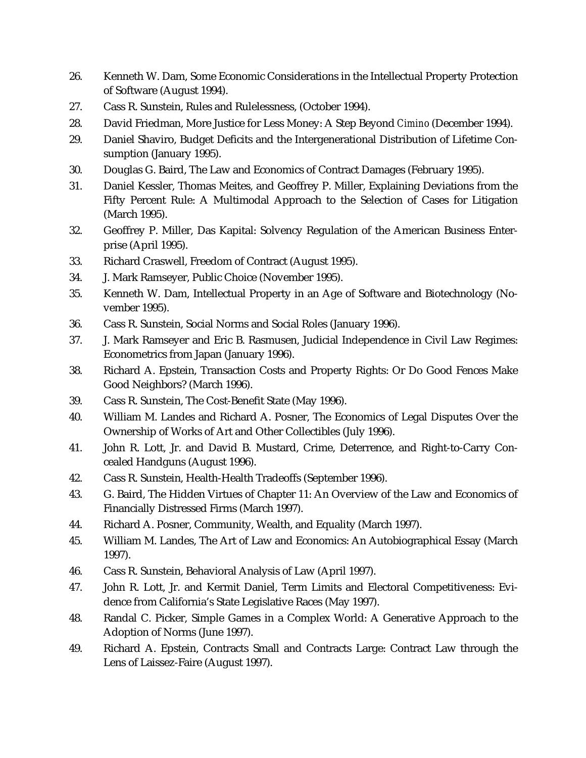26. Kenneth W. Dam, Some Economic Considerations in the Intellectual Property Protection of Software (August 1994).
27. Cass R. Sunstein, Rules and Rulelessness, (October 1994).
28. David Friedman, More Justice for Less Money: A Step Beyond *Cimino* (December 1994).
29. Daniel Shaviro, Budget Deficits and the Intergenerational Distribution of Lifetime Consumption (January 1995).
30. Douglas G. Baird, The Law and Economics of Contract Damages (February 1995).
31. Daniel Kessler, Thomas Meites, and Geoffrey P. Miller, Explaining Deviations from the Fifty Percent Rule: A Multimodal Approach to the Selection of Cases for Litigation (March 1995).
32. Geoffrey P. Miller, Das Kapital: Solvency Regulation of the American Business Enterprise (April 1995).
33. Richard Craswell, Freedom of Contract (August 1995).
34. J. Mark Ramseyer, Public Choice (November 1995).
35. Kenneth W. Dam, Intellectual Property in an Age of Software and Biotechnology (November 1995).
36. Cass R. Sunstein, Social Norms and Social Roles (January 1996).
37. J. Mark Ramseyer and Eric B. Rasmusen, Judicial Independence in Civil Law Regimes: Econometrics from Japan (January 1996).
38. Richard A. Epstein, Transaction Costs and Property Rights: Or Do Good Fences Make Good Neighbors? (March 1996).
39. Cass R. Sunstein, The Cost-Benefit State (May 1996).
40. William M. Landes and Richard A. Posner, The Economics of Legal Disputes Over the Ownership of Works of Art and Other Collectibles (July 1996).
41. John R. Lott, Jr. and David B. Mustard, Crime, Deterrence, and Right-to-Carry Concealed Handguns (August 1996).
42. Cass R. Sunstein, Health-Health Tradeoffs (September 1996).
43. G. Baird, The Hidden Virtues of Chapter 11: An Overview of the Law and Economics of Financially Distressed Firms (March 1997).
44. Richard A. Posner, Community, Wealth, and Equality (March 1997).
45. William M. Landes, The Art of Law and Economics: An Autobiographical Essay (March 1997).
46. Cass R. Sunstein, Behavioral Analysis of Law (April 1997).
47. John R. Lott, Jr. and Kermit Daniel, Term Limits and Electoral Competitiveness: Evidence from California's State Legislative Races (May 1997).
48. Randal C. Picker, Simple Games in a Complex World: A Generative Approach to the Adoption of Norms (June 1997).
49. Richard A. Epstein, Contracts Small and Contracts Large: Contract Law through the Lens of Laissez-Faire (August 1997).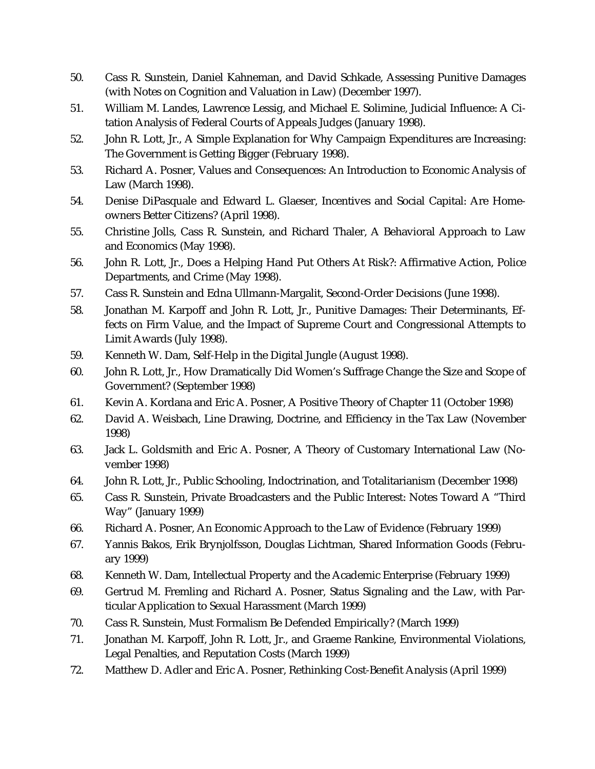50. Cass R. Sunstein, Daniel Kahneman, and David Schkade, Assessing Punitive Damages (with Notes on Cognition and Valuation in Law) (December 1997).
51. William M. Landes, Lawrence Lessig, and Michael E. Solimine, Judicial Influence: A Citation Analysis of Federal Courts of Appeals Judges (January 1998).
52. John R. Lott, Jr., A Simple Explanation for Why Campaign Expenditures are Increasing: The Government is Getting Bigger (February 1998).
53. Richard A. Posner, Values and Consequences: An Introduction to Economic Analysis of Law (March 1998).
54. Denise DiPasquale and Edward L. Glaeser, Incentives and Social Capital: Are Homeowners Better Citizens? (April 1998).
55. Christine Jolls, Cass R. Sunstein, and Richard Thaler, A Behavioral Approach to Law and Economics (May 1998).
56. John R. Lott, Jr., Does a Helping Hand Put Others At Risk?: Affirmative Action, Police Departments, and Crime (May 1998).
57. Cass R. Sunstein and Edna Ullmann-Margalit, Second-Order Decisions (June 1998).
58. Jonathan M. Karpoff and John R. Lott, Jr., Punitive Damages: Their Determinants, Effects on Firm Value, and the Impact of Supreme Court and Congressional Attempts to Limit Awards (July 1998).
59. Kenneth W. Dam, Self-Help in the Digital Jungle (August 1998).
60. John R. Lott, Jr., How Dramatically Did Women's Suffrage Change the Size and Scope of Government? (September 1998)
61. Kevin A. Kordana and Eric A. Posner, A Positive Theory of Chapter 11 (October 1998)
62. David A. Weisbach, Line Drawing, Doctrine, and Efficiency in the Tax Law (November 1998)
63. Jack L. Goldsmith and Eric A. Posner, A Theory of Customary International Law (November 1998)
64. John R. Lott, Jr., Public Schooling, Indoctrination, and Totalitarianism (December 1998)
65. Cass R. Sunstein, Private Broadcasters and the Public Interest: Notes Toward A "Third Way" (January 1999)
66. Richard A. Posner, An Economic Approach to the Law of Evidence (February 1999)
67. Yannis Bakos, Erik Brynjolfsson, Douglas Lichtman, Shared Information Goods (February 1999)
68. Kenneth W. Dam, Intellectual Property and the Academic Enterprise (February 1999)
69. Gertrud M. Fremling and Richard A. Posner, Status Signaling and the Law, with Particular Application to Sexual Harassment (March 1999)
70. Cass R. Sunstein, Must Formalism Be Defended Empirically? (March 1999)
71. Jonathan M. Karpoff, John R. Lott, Jr., and Graeme Rankine, Environmental Violations, Legal Penalties, and Reputation Costs (March 1999)
72. Matthew D. Adler and Eric A. Posner, Rethinking Cost-Benefit Analysis (April 1999)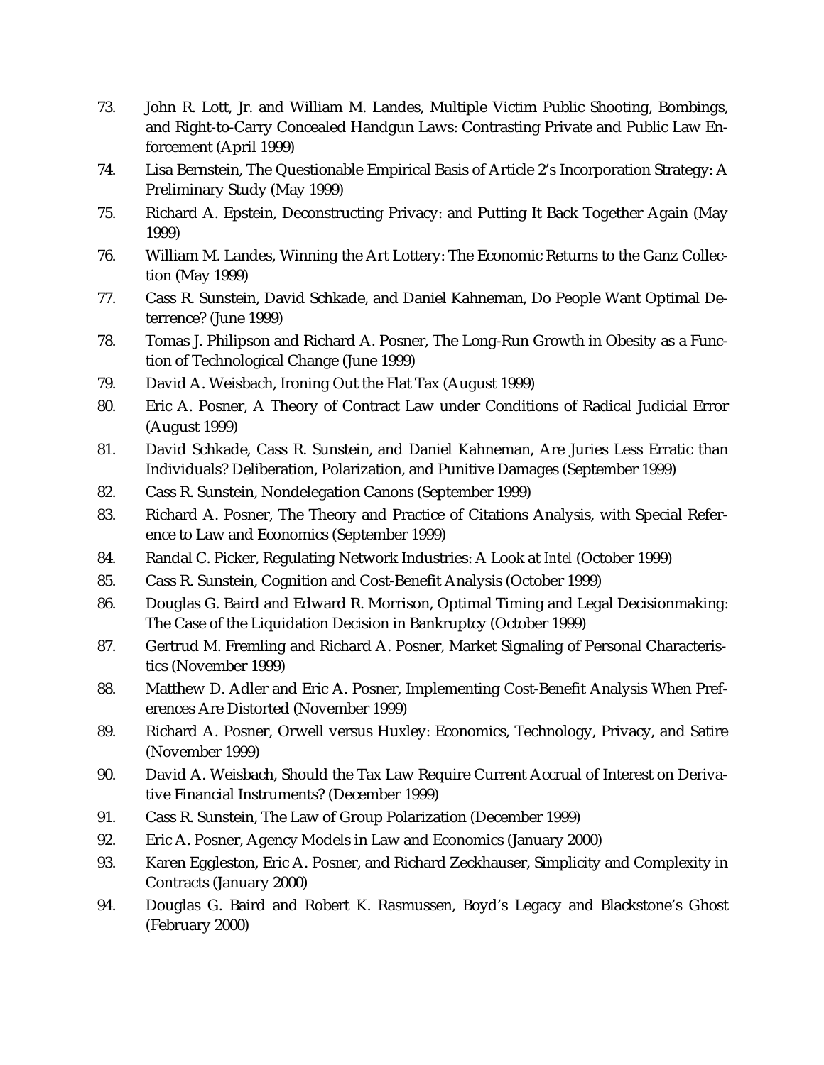73. John R. Lott, Jr. and William M. Landes, Multiple Victim Public Shooting, Bombings, and Right-to-Carry Concealed Handgun Laws: Contrasting Private and Public Law Enforcement (April 1999)
74. Lisa Bernstein, The Questionable Empirical Basis of Article 2's Incorporation Strategy: A Preliminary Study (May 1999)
75. Richard A. Epstein, Deconstructing Privacy: and Putting It Back Together Again (May 1999)
76. William M. Landes, Winning the Art Lottery: The Economic Returns to the Ganz Collection (May 1999)
77. Cass R. Sunstein, David Schkade, and Daniel Kahneman, Do People Want Optimal Deterrence? (June 1999)
78. Tomas J. Philipson and Richard A. Posner, The Long-Run Growth in Obesity as a Function of Technological Change (June 1999)
79. David A. Weisbach, Ironing Out the Flat Tax (August 1999)
80. Eric A. Posner, A Theory of Contract Law under Conditions of Radical Judicial Error (August 1999)
81. David Schkade, Cass R. Sunstein, and Daniel Kahneman, Are Juries Less Erratic than Individuals? Deliberation, Polarization, and Punitive Damages (September 1999)
82. Cass R. Sunstein, Nondelegation Canons (September 1999)
83. Richard A. Posner, The Theory and Practice of Citations Analysis, with Special Reference to Law and Economics (September 1999)
84. Randal C. Picker, Regulating Network Industries: A Look at *Intel* (October 1999)
85. Cass R. Sunstein, Cognition and Cost-Benefit Analysis (October 1999)
86. Douglas G. Baird and Edward R. Morrison, Optimal Timing and Legal Decisionmaking: The Case of the Liquidation Decision in Bankruptcy (October 1999)
87. Gertrud M. Fremling and Richard A. Posner, Market Signaling of Personal Characteristics (November 1999)
88. Matthew D. Adler and Eric A. Posner, Implementing Cost-Benefit Analysis When Preferences Are Distorted (November 1999)
89. Richard A. Posner, Orwell versus Huxley: Economics, Technology, Privacy, and Satire (November 1999)
90. David A. Weisbach, Should the Tax Law Require Current Accrual of Interest on Derivative Financial Instruments? (December 1999)
91. Cass R. Sunstein, The Law of Group Polarization (December 1999)
92. Eric A. Posner, Agency Models in Law and Economics (January 2000)
93. Karen Eggleston, Eric A. Posner, and Richard Zeckhauser, Simplicity and Complexity in Contracts (January 2000)
94. Douglas G. Baird and Robert K. Rasmussen, Boyd's Legacy and Blackstone's Ghost (February 2000)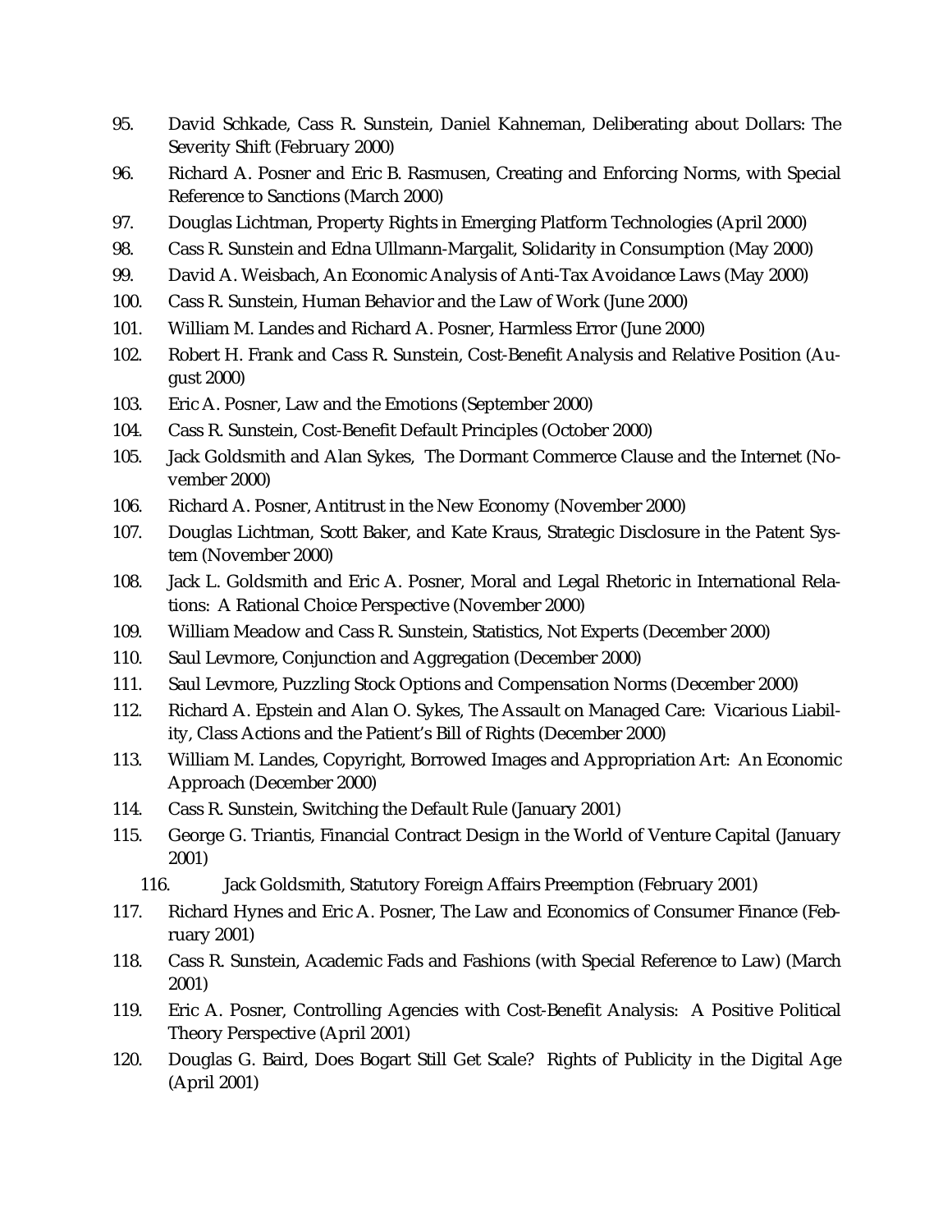95. David Schkade, Cass R. Sunstein, Daniel Kahneman, Deliberating about Dollars: The Severity Shift (February 2000)
96. Richard A. Posner and Eric B. Rasmusen, Creating and Enforcing Norms, with Special Reference to Sanctions (March 2000)
97. Douglas Lichtman, Property Rights in Emerging Platform Technologies (April 2000)
98. Cass R. Sunstein and Edna Ullmann-Margalit, Solidarity in Consumption (May 2000)
99. David A. Weisbach, An Economic Analysis of Anti-Tax Avoidance Laws (May 2000)
100. Cass R. Sunstein, Human Behavior and the Law of Work (June 2000)
101. William M. Landes and Richard A. Posner, Harmless Error (June 2000)
102. Robert H. Frank and Cass R. Sunstein, Cost-Benefit Analysis and Relative Position (August 2000)
103. Eric A. Posner, Law and the Emotions (September 2000)
104. Cass R. Sunstein, Cost-Benefit Default Principles (October 2000)
105. Jack Goldsmith and Alan Sykes, The Dormant Commerce Clause and the Internet (November 2000)
106. Richard A. Posner, Antitrust in the New Economy (November 2000)
107. Douglas Lichtman, Scott Baker, and Kate Kraus, Strategic Disclosure in the Patent System (November 2000)
108. Jack L. Goldsmith and Eric A. Posner, Moral and Legal Rhetoric in International Relations: A Rational Choice Perspective (November 2000)
109. William Meadow and Cass R. Sunstein, Statistics, Not Experts (December 2000)
110. Saul Levmore, Conjunction and Aggregation (December 2000)
111. Saul Levmore, Puzzling Stock Options and Compensation Norms (December 2000)
112. Richard A. Epstein and Alan O. Sykes, The Assault on Managed Care: Vicarious Liability, Class Actions and the Patient's Bill of Rights (December 2000)
113. William M. Landes, Copyright, Borrowed Images and Appropriation Art: An Economic Approach (December 2000)
114. Cass R. Sunstein, Switching the Default Rule (January 2001)
115. George G. Triantis, Financial Contract Design in the World of Venture Capital (January 2001)
116. Jack Goldsmith, Statutory Foreign Affairs Preemption (February 2001)
117. Richard Hynes and Eric A. Posner, The Law and Economics of Consumer Finance (February 2001)
118. Cass R. Sunstein, Academic Fads and Fashions (with Special Reference to Law) (March 2001)
119. Eric A. Posner, Controlling Agencies with Cost-Benefit Analysis: A Positive Political Theory Perspective (April 2001)
120. Douglas G. Baird, Does Bogart Still Get Scale? Rights of Publicity in the Digital Age (April 2001)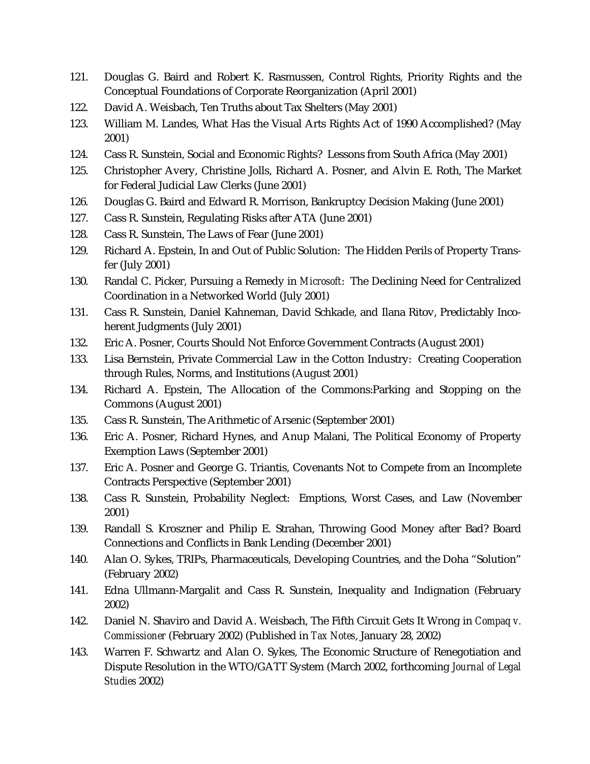121. Douglas G. Baird and Robert K. Rasmussen, Control Rights, Priority Rights and the Conceptual Foundations of Corporate Reorganization (April 2001)
122. David A. Weisbach, Ten Truths about Tax Shelters (May 2001)
123. William M. Landes, What Has the Visual Arts Rights Act of 1990 Accomplished? (May 2001)
124. Cass R. Sunstein, Social and Economic Rights? Lessons from South Africa (May 2001)
125. Christopher Avery, Christine Jolls, Richard A. Posner, and Alvin E. Roth, The Market for Federal Judicial Law Clerks (June 2001)
126. Douglas G. Baird and Edward R. Morrison, Bankruptcy Decision Making (June 2001)
127. Cass R. Sunstein, Regulating Risks after ATA (June 2001)
128. Cass R. Sunstein, The Laws of Fear (June 2001)
129. Richard A. Epstein, In and Out of Public Solution: The Hidden Perils of Property Transfer (July 2001)
130. Randal C. Picker, Pursuing a Remedy in *Microsoft*: The Declining Need for Centralized Coordination in a Networked World (July 2001)
131. Cass R. Sunstein, Daniel Kahneman, David Schkade, and Ilana Ritov, Predictably Incoherent Judgments (July 2001)
132. Eric A. Posner, Courts Should Not Enforce Government Contracts (August 2001)
133. Lisa Bernstein, Private Commercial Law in the Cotton Industry: Creating Cooperation through Rules, Norms, and Institutions (August 2001)
134. Richard A. Epstein, The Allocation of the Commons:Parking and Stopping on the Commons (August 2001)
135. Cass R. Sunstein, The Arithmetic of Arsenic (September 2001)
136. Eric A. Posner, Richard Hynes, and Anup Malani, The Political Economy of Property Exemption Laws (September 2001)
137. Eric A. Posner and George G. Triantis, Covenants Not to Compete from an Incomplete Contracts Perspective (September 2001)
138. Cass R. Sunstein, Probability Neglect: Emptions, Worst Cases, and Law (November 2001)
139. Randall S. Kroszner and Philip E. Strahan, Throwing Good Money after Bad? Board Connections and Conflicts in Bank Lending (December 2001)
140. Alan O. Sykes, TRIPs, Pharmaceuticals, Developing Countries, and the Doha "Solution" (February 2002)
141. Edna Ullmann-Margalit and Cass R. Sunstein, Inequality and Indignation (February 2002)
142. Daniel N. Shaviro and David A. Weisbach, The Fifth Circuit Gets It Wrong in *Compaq v. Commissioner* (February 2002) (Published in *Tax Notes*, January 28, 2002)
143. Warren F. Schwartz and Alan O. Sykes, The Economic Structure of Renegotiation and Dispute Resolution in the WTO/GATT System (March 2002, forthcoming *Journal of Legal Studies* 2002)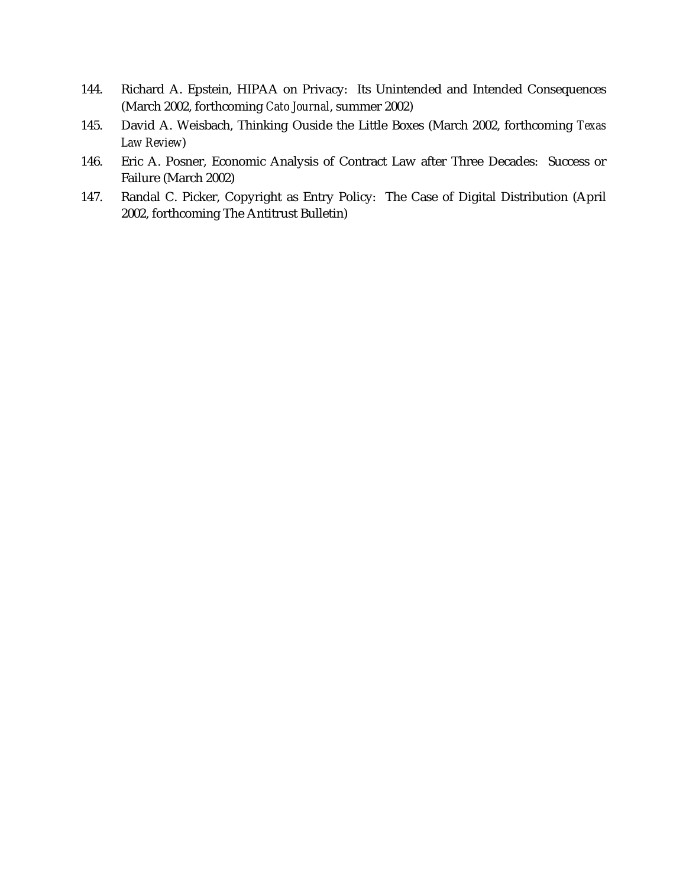144. Richard A. Epstein, HIPAA on Privacy: Its Unintended and Intended Consequences (March 2002, forthcoming *Cato Journal*, summer 2002)
145. David A. Weisbach, Thinking Ouside the Little Boxes (March 2002, forthcoming *Texas Law Review*)
146. Eric A. Posner, Economic Analysis of Contract Law after Three Decades: Success or Failure (March 2002)
147. Randal C. Picker, Copyright as Entry Policy: The Case of Digital Distribution (April 2002, forthcoming The Antitrust Bulletin)